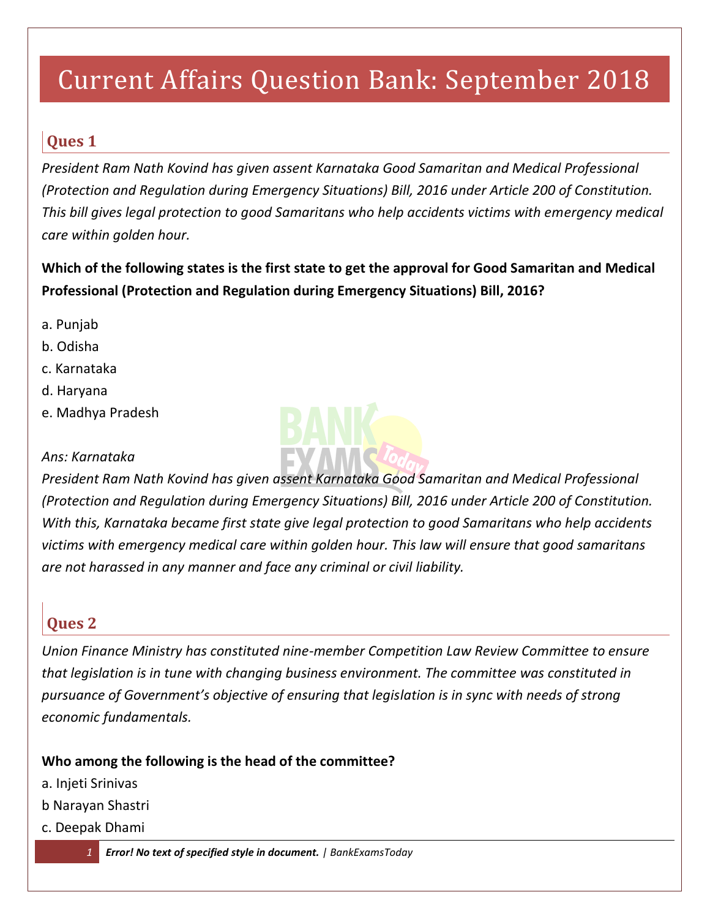# Current Affairs Question Bank: September 2018

## Ques 1

*President Ram Nath Kovind has given assent Karnataka Good Samaritan and Medical Professional (Protection and Regulation during Emergency Situations) Bill, 2016 under Article 200 of Constitution. This bill gives legal protection to good Samaritans who help accidents victims with emergency medical care within golden hour.*

**Which of the following states is the first state to get the approval for Good Samaritan and Medical Professional (Protection and Regulation during Emergency Situations) Bill, 2016?**

a. Punjab
b. Odisha
c. Karnataka
d. Haryana
e. Madhya Pradesh

*Ans: Karnataka*
*President Ram Nath Kovind has given assent Karnataka Good Samaritan and Medical Professional (Protection and Regulation during Emergency Situations) Bill, 2016 under Article 200 of Constitution. With this, Karnataka became first state give legal protection to good Samaritans who help accidents victims with emergency medical care within golden hour. This law will ensure that good samaritans are not harassed in any manner and face any criminal or civil liability.*

## Ques 2

*Union Finance Ministry has constituted nine-member Competition Law Review Committee to ensure that legislation is in tune with changing business environment. The committee was constituted in pursuance of Government's objective of ensuring that legislation is in sync with needs of strong economic fundamentals.*

**Who among the following is the head of the committee?**

a. Injeti Srinivas
b Narayan Shastri
c. Deepak Dhami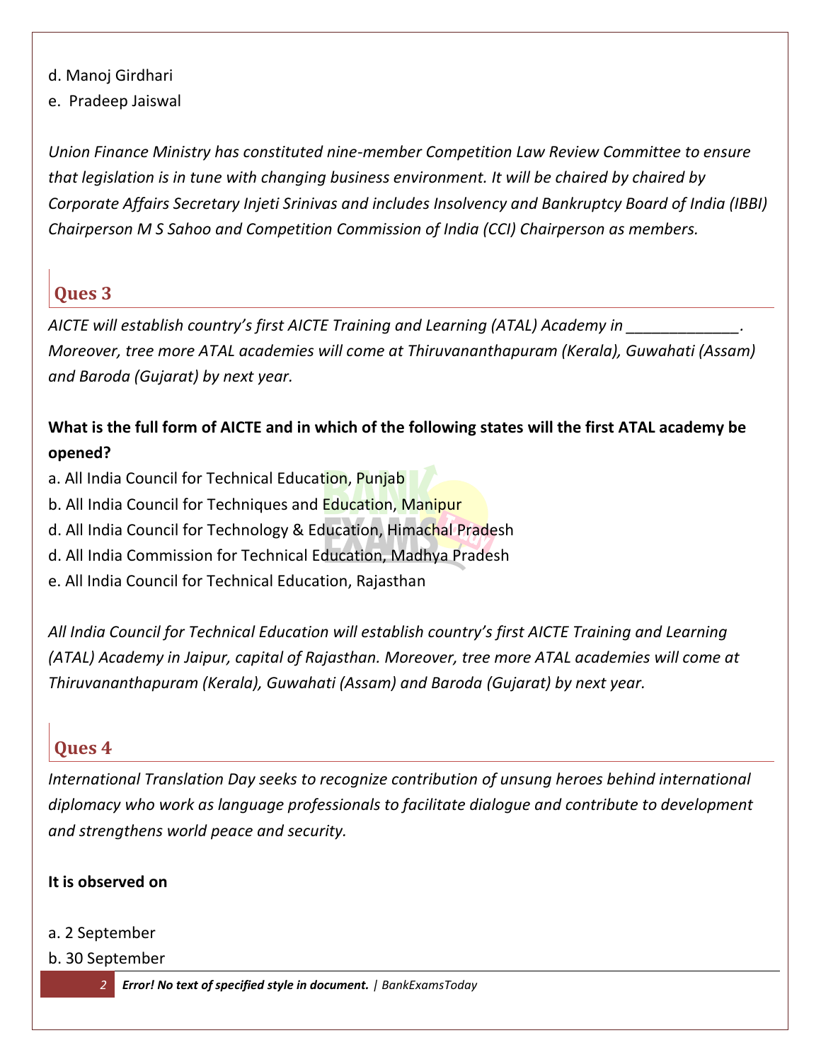d. Manoj Girdhari

e. Pradeep Jaiswal

*Union Finance Ministry has constituted nine-member Competition Law Review Committee to ensure that legislation is in tune with changing business environment. It will be chaired by chaired by Corporate Affairs Secretary Injeti Srinivas and includes Insolvency and Bankruptcy Board of India (IBBI) Chairperson M S Sahoo and Competition Commission of India (CCI) Chairperson as members.*

## Ques 3

*AICTE will establish country's first AICTE Training and Learning (ATAL) Academy in _____________. Moreover, tree more ATAL academies will come at Thiruvananthapuram (Kerala), Guwahati (Assam) and Baroda (Gujarat) by next year.*

**What is the full form of AICTE and in which of the following states will the first ATAL academy be opened?**

a. All India Council for Technical Education, Punjab

b. All India Council for Techniques and Education, Manipur

d. All India Council for Technology & Education, Himachal Pradesh

d. All India Commission for Technical Education, Madhya Pradesh

e. All India Council for Technical Education, Rajasthan

*All India Council for Technical Education will establish country's first AICTE Training and Learning (ATAL) Academy in Jaipur, capital of Rajasthan. Moreover, tree more ATAL academies will come at Thiruvananthapuram (Kerala), Guwahati (Assam) and Baroda (Gujarat) by next year.*

## Ques 4

*International Translation Day seeks to recognize contribution of unsung heroes behind international diplomacy who work as language professionals to facilitate dialogue and contribute to development and strengthens world peace and security.*

**It is observed on**

a. 2 September

b. 30 September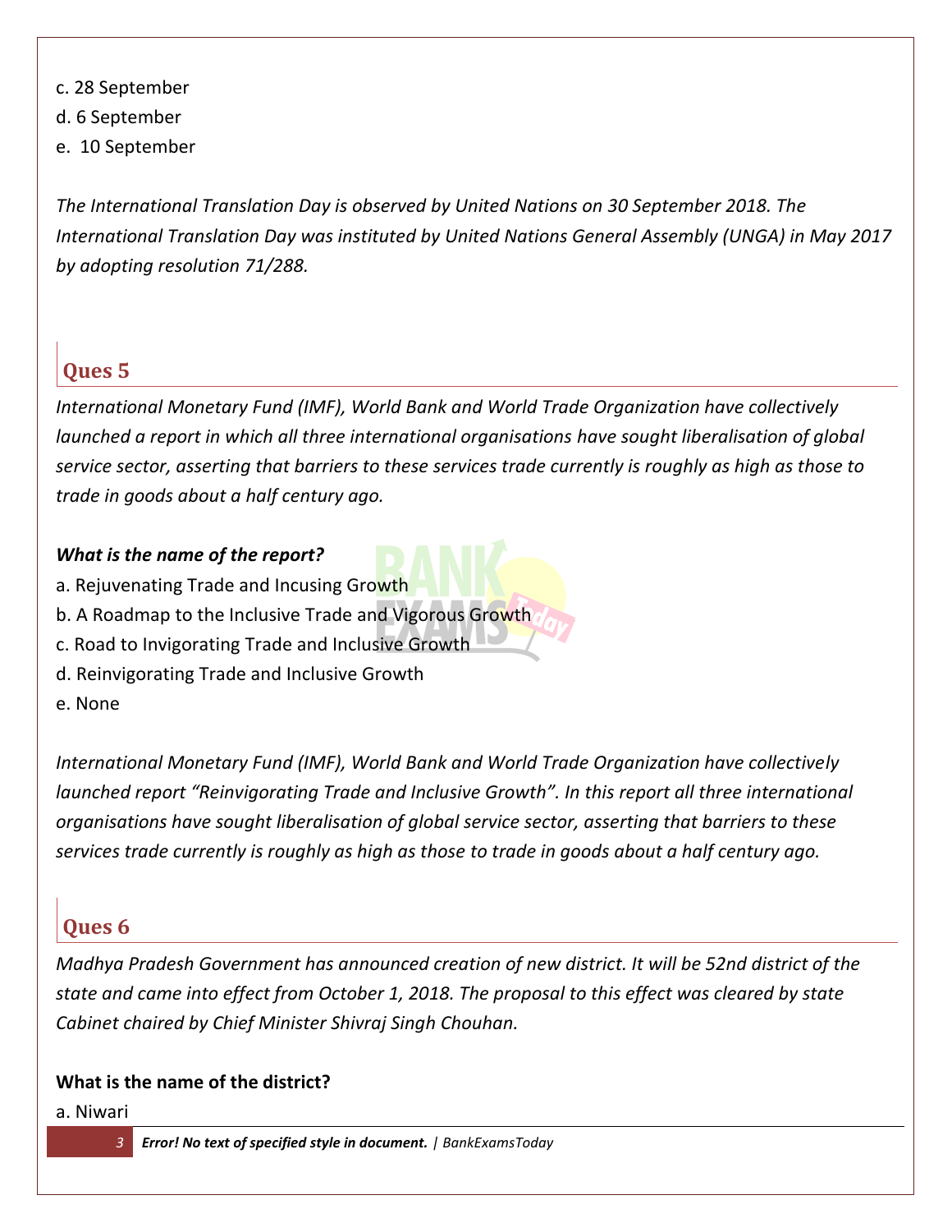c. 28 September
d. 6 September
e. 10 September

*The International Translation Day is observed by United Nations on 30 September 2018. The International Translation Day was instituted by United Nations General Assembly (UNGA) in May 2017 by adopting resolution 71/288.*

## Ques 5

*International Monetary Fund (IMF), World Bank and World Trade Organization have collectively launched a report in which all three international organisations have sought liberalisation of global service sector, asserting that barriers to these services trade currently is roughly as high as those to trade in goods about a half century ago.*

***What is the name of the report?***

a. Rejuvenating Trade and Incusing Growth
b. A Roadmap to the Inclusive Trade and Vigorous Growth
c. Road to Invigorating Trade and Inclusive Growth
d. Reinvigorating Trade and Inclusive Growth
e. None

*International Monetary Fund (IMF), World Bank and World Trade Organization have collectively launched report "Reinvigorating Trade and Inclusive Growth". In this report all three international organisations have sought liberalisation of global service sector, asserting that barriers to these services trade currently is roughly as high as those to trade in goods about a half century ago.*

## Ques 6

*Madhya Pradesh Government has announced creation of new district. It will be 52nd district of the state and came into effect from October 1, 2018. The proposal to this effect was cleared by state Cabinet chaired by Chief Minister Shivraj Singh Chouhan.*

**What is the name of the district?**

a. Niwari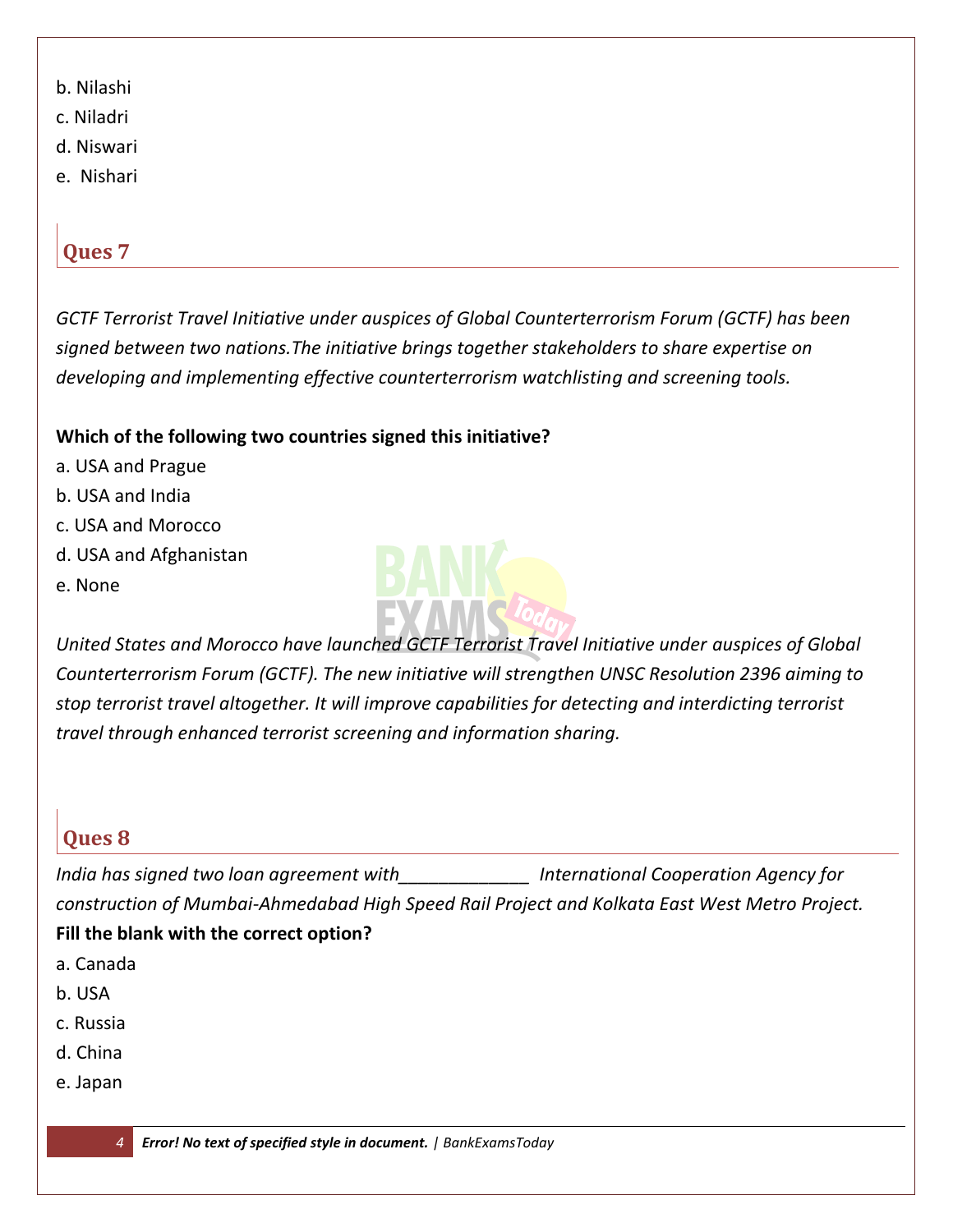b. Nilashi
c. Niladri
d. Niswari
e. Nishari

## Ques 7

*GCTF Terrorist Travel Initiative under auspices of Global Counterterrorism Forum (GCTF) has been signed between two nations.The initiative brings together stakeholders to share expertise on developing and implementing effective counterterrorism watchlisting and screening tools.*

**Which of the following two countries signed this initiative?**

a. USA and Prague
b. USA and India
c. USA and Morocco
d. USA and Afghanistan
e. None

*United States and Morocco have launched GCTF Terrorist Travel Initiative under auspices of Global Counterterrorism Forum (GCTF). The new initiative will strengthen UNSC Resolution 2396 aiming to stop terrorist travel altogether. It will improve capabilities for detecting and interdicting terrorist travel through enhanced terrorist screening and information sharing.*

## Ques 8

*India has signed two loan agreement with_____________ International Cooperation Agency for construction of Mumbai-Ahmedabad High Speed Rail Project and Kolkata East West Metro Project.*

**Fill the blank with the correct option?**

a. Canada
b. USA
c. Russia
d. China
e. Japan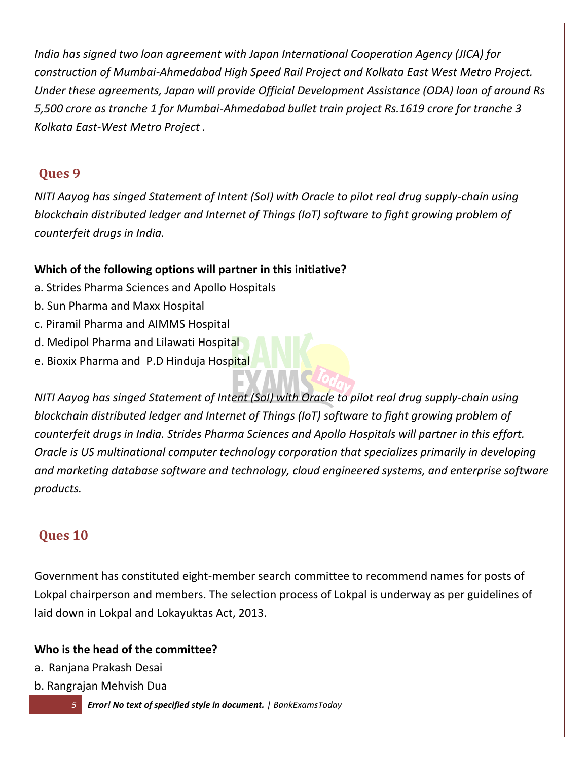*India has signed two loan agreement with Japan International Cooperation Agency (JICA) for construction of Mumbai-Ahmedabad High Speed Rail Project and Kolkata East West Metro Project. Under these agreements, Japan will provide Official Development Assistance (ODA) loan of around Rs 5,500 crore as tranche 1 for Mumbai-Ahmedabad bullet train project Rs.1619 crore for tranche 3 Kolkata East-West Metro Project .*

## Ques 9

*NITI Aayog has singed Statement of Intent (SoI) with Oracle to pilot real drug supply-chain using blockchain distributed ledger and Internet of Things (IoT) software to fight growing problem of counterfeit drugs in India.*

**Which of the following options will partner in this initiative?**

a. Strides Pharma Sciences and Apollo Hospitals
b. Sun Pharma and Maxx Hospital
c. Piramil Pharma and AIMMS Hospital
d. Medipol Pharma and Lilawati Hospital
e. Bioxix Pharma and P.D Hinduja Hospital

*NITI Aayog has singed Statement of Intent (SoI) with Oracle to pilot real drug supply-chain using blockchain distributed ledger and Internet of Things (IoT) software to fight growing problem of counterfeit drugs in India. Strides Pharma Sciences and Apollo Hospitals will partner in this effort. Oracle is US multinational computer technology corporation that specializes primarily in developing and marketing database software and technology, cloud engineered systems, and enterprise software products.*

## Ques 10

Government has constituted eight-member search committee to recommend names for posts of Lokpal chairperson and members. The selection process of Lokpal is underway as per guidelines of laid down in Lokpal and Lokayuktas Act, 2013.

**Who is the head of the committee?**

a. Ranjana Prakash Desai
b. Rangrajan Mehvish Dua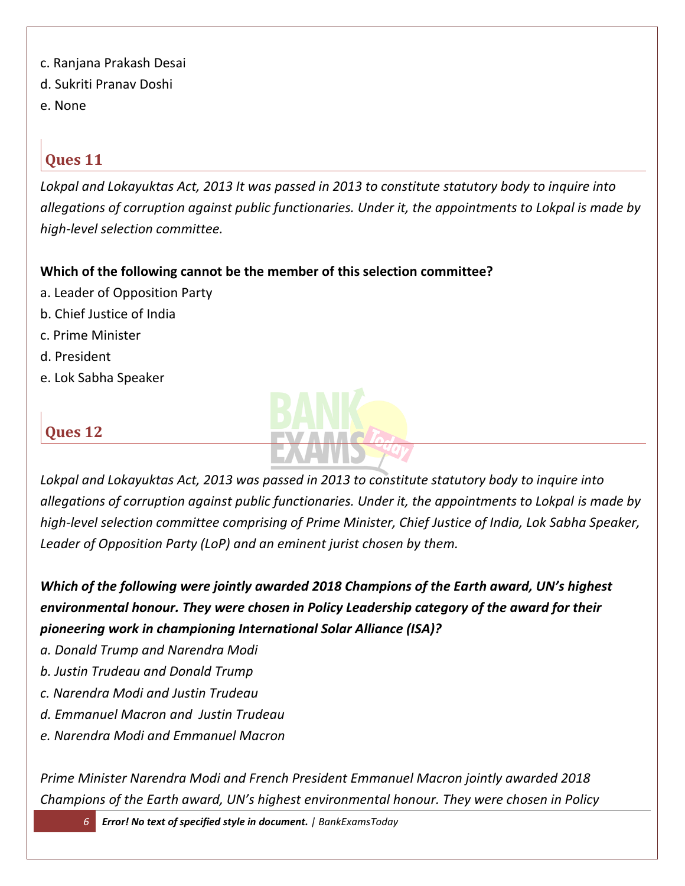c. Ranjana Prakash Desai
d. Sukriti Pranav Doshi
e. None

## Ques 11

*Lokpal and Lokayuktas Act, 2013 It was passed in 2013 to constitute statutory body to inquire into allegations of corruption against public functionaries. Under it, the appointments to Lokpal is made by high-level selection committee.*

**Which of the following cannot be the member of this selection committee?**

a. Leader of Opposition Party
b. Chief Justice of India
c. Prime Minister
d. President
e. Lok Sabha Speaker

## Ques 12

*Lokpal and Lokayuktas Act, 2013 was passed in 2013 to constitute statutory body to inquire into allegations of corruption against public functionaries. Under it, the appointments to Lokpal is made by high-level selection committee comprising of Prime Minister, Chief Justice of India, Lok Sabha Speaker, Leader of Opposition Party (LoP) and an eminent jurist chosen by them.*

***Which of the following were jointly awarded 2018 Champions of the Earth award, UN's highest environmental honour. They were chosen in Policy Leadership category of the award for their pioneering work in championing International Solar Alliance (ISA)?***

*a. Donald Trump and Narendra Modi*
*b. Justin Trudeau and Donald Trump*
*c. Narendra Modi and Justin Trudeau*
*d. Emmanuel Macron and Justin Trudeau*
*e. Narendra Modi and Emmanuel Macron*

*Prime Minister Narendra Modi and French President Emmanuel Macron jointly awarded 2018 Champions of the Earth award, UN's highest environmental honour. They were chosen in Policy*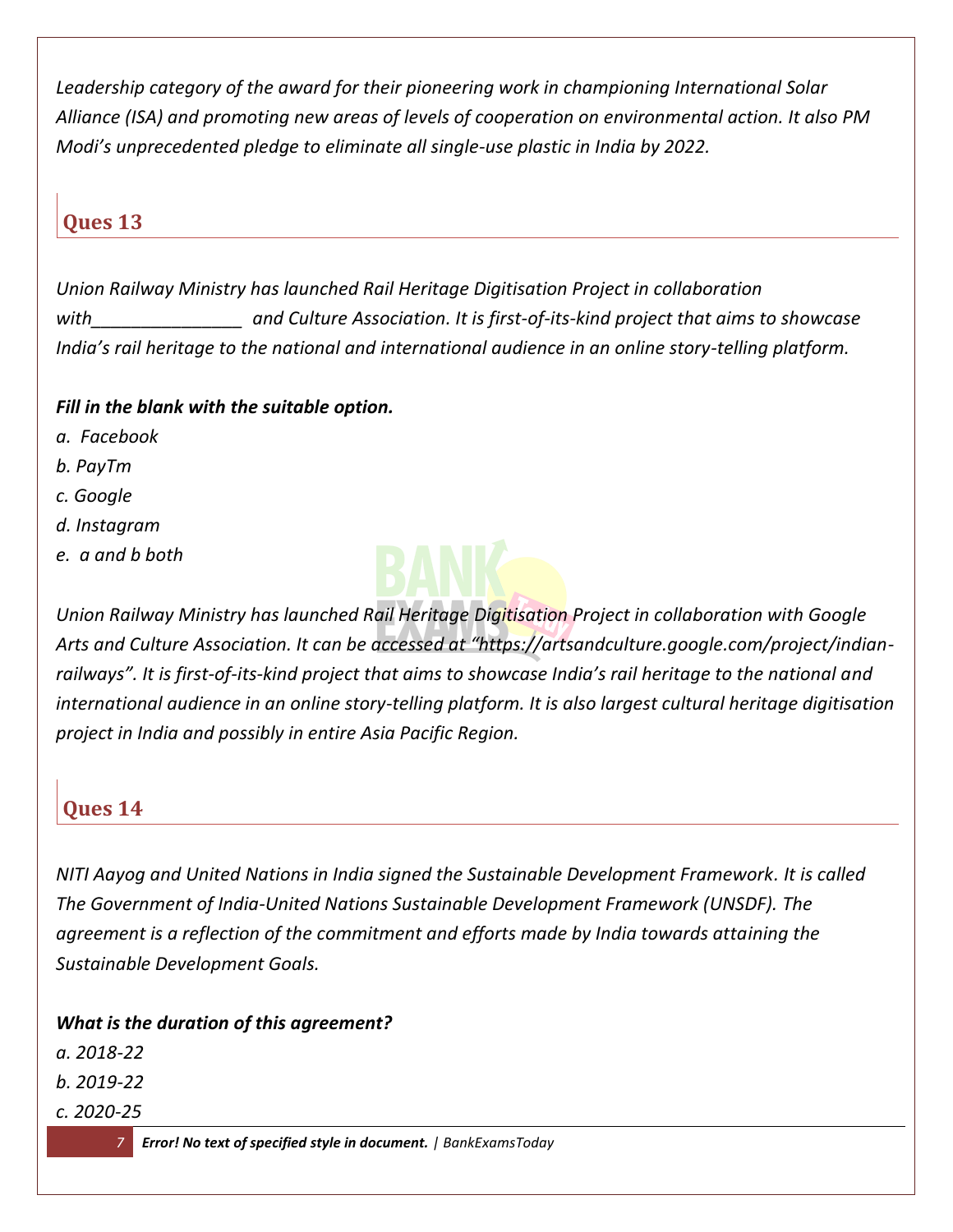*Leadership category of the award for their pioneering work in championing International Solar Alliance (ISA) and promoting new areas of levels of cooperation on environmental action. It also PM Modi's unprecedented pledge to eliminate all single-use plastic in India by 2022.*

## Ques 13

*Union Railway Ministry has launched Rail Heritage Digitisation Project in collaboration with_______________ and Culture Association. It is first-of-its-kind project that aims to showcase India's rail heritage to the national and international audience in an online story-telling platform.*

***Fill in the blank with the suitable option.***

*a. Facebook*
*b. PayTm*
*c. Google*
*d. Instagram*
*e. a and b both*

*Union Railway Ministry has launched Rail Heritage Digitisation Project in collaboration with Google Arts and Culture Association. It can be accessed at "https://artsandculture.google.com/project/indian-railways". It is first-of-its-kind project that aims to showcase India's rail heritage to the national and international audience in an online story-telling platform. It is also largest cultural heritage digitisation project in India and possibly in entire Asia Pacific Region.*

## Ques 14

*NITI Aayog and United Nations in India signed the Sustainable Development Framework. It is called The Government of India-United Nations Sustainable Development Framework (UNSDF). The agreement is a reflection of the commitment and efforts made by India towards attaining the Sustainable Development Goals.*

***What is the duration of this agreement?***

*a. 2018-22*
*b. 2019-22*
*c. 2020-25*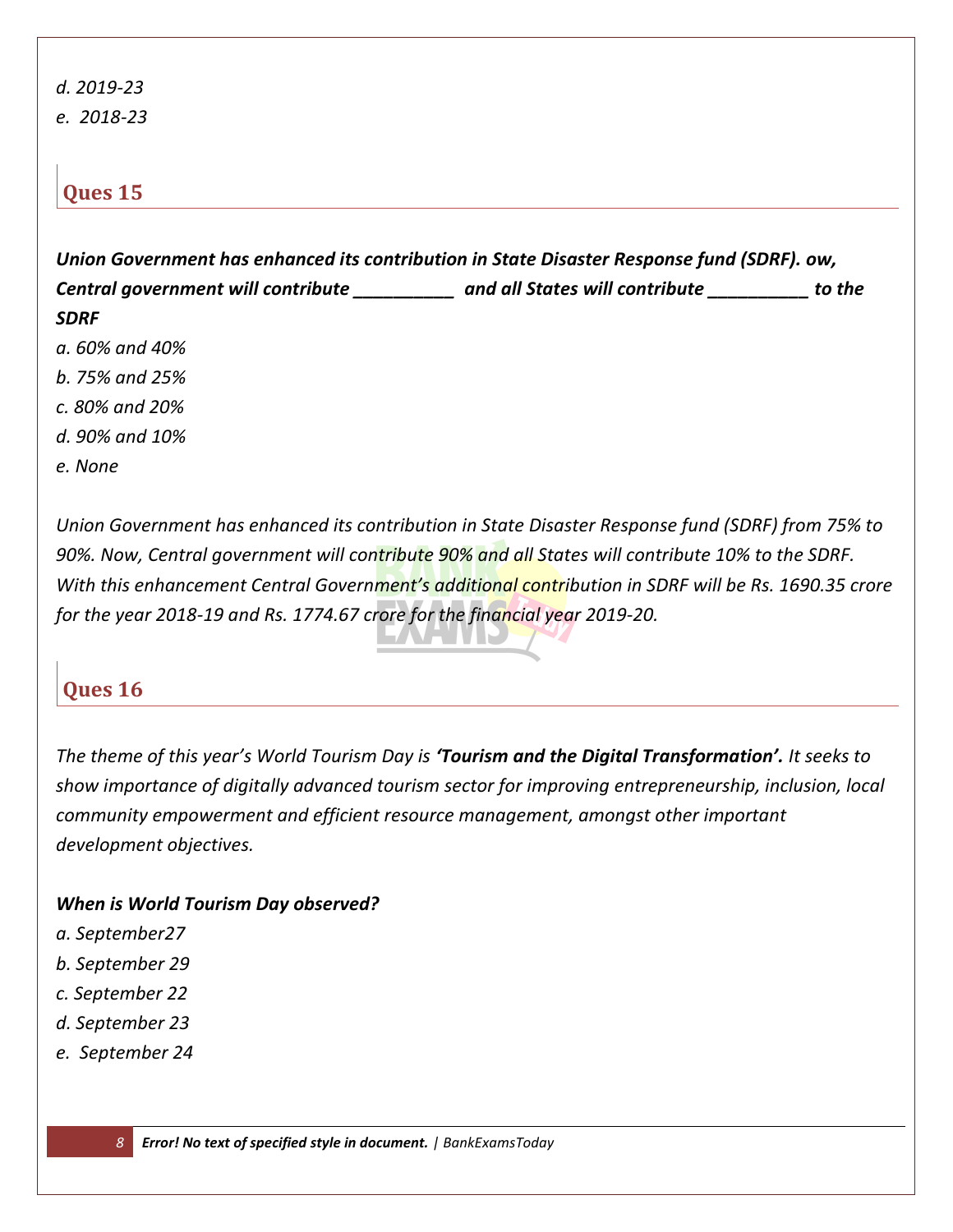*d. 2019-23*

*e. 2018-23*

## Ques 15

***Union Government has enhanced its contribution in State Disaster Response fund (SDRF). ow, Central government will contribute __________ and all States will contribute __________ to the SDRF***

*a. 60% and 40%*

*b. 75% and 25%*

*c. 80% and 20%*

*d. 90% and 10%*

*e. None*

*Union Government has enhanced its contribution in State Disaster Response fund (SDRF) from 75% to 90%. Now, Central government will contribute 90% and all States will contribute 10% to the SDRF. With this enhancement Central Government's additional contribution in SDRF will be Rs. 1690.35 crore for the year 2018-19 and Rs. 1774.67 crore for the financial year 2019-20.*

## Ques 16

*The theme of this year's World Tourism Day is **'Tourism and the Digital Transformation'.** It seeks to show importance of digitally advanced tourism sector for improving entrepreneurship, inclusion, local community empowerment and efficient resource management, amongst other important development objectives.*

***When is World Tourism Day observed?***

*a. September27*

*b. September 29*

*c. September 22*

*d. September 23*

*e. September 24*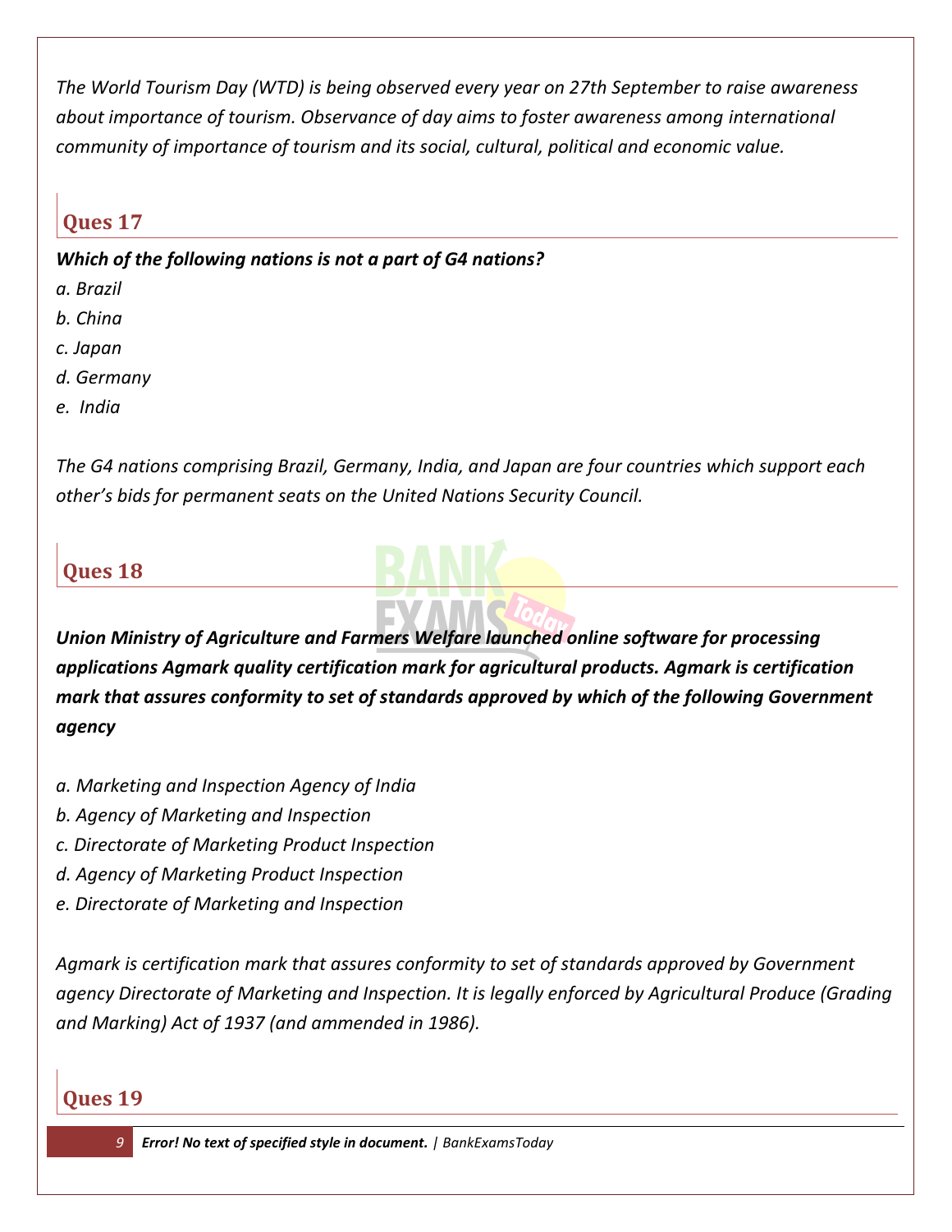*The World Tourism Day (WTD) is being observed every year on 27th September to raise awareness about importance of tourism. Observance of day aims to foster awareness among international community of importance of tourism and its social, cultural, political and economic value.*

## Ques 17

***Which of the following nations is not a part of G4 nations?***

*a. Brazil*

*b. China*

*c. Japan*

*d. Germany*

*e. India*

*The G4 nations comprising Brazil, Germany, India, and Japan are four countries which support each other's bids for permanent seats on the United Nations Security Council.*

## Ques 18

***Union Ministry of Agriculture and Farmers Welfare launched online software for processing applications Agmark quality certification mark for agricultural products. Agmark is certification mark that assures conformity to set of standards approved by which of the following Government agency***

*a. Marketing and Inspection Agency of India*

*b. Agency of Marketing and Inspection*

*c. Directorate of Marketing Product Inspection*

*d. Agency of Marketing Product Inspection*

*e. Directorate of Marketing and Inspection*

*Agmark is certification mark that assures conformity to set of standards approved by Government agency Directorate of Marketing and Inspection. It is legally enforced by Agricultural Produce (Grading and Marking) Act of 1937 (and ammended in 1986).*

## Ques 19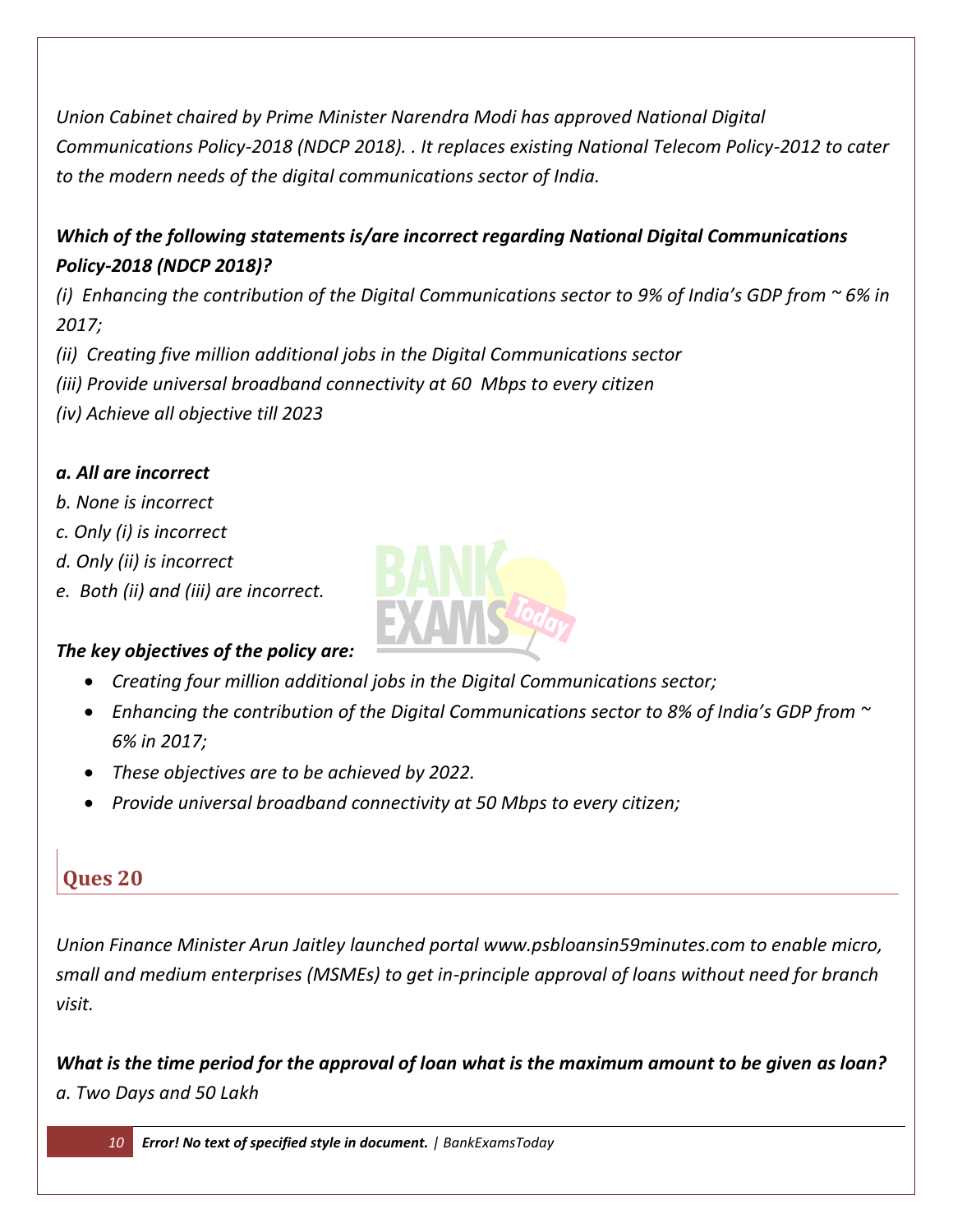*Union Cabinet chaired by Prime Minister Narendra Modi has approved National Digital Communications Policy-2018 (NDCP 2018). . It replaces existing National Telecom Policy-2012 to cater to the modern needs of the digital communications sector of India.*

***Which of the following statements is/are incorrect regarding National Digital Communications Policy-2018 (NDCP 2018)?***

*(i) Enhancing the contribution of the Digital Communications sector to 9% of India's GDP from ~ 6% in 2017;*

*(ii) Creating five million additional jobs in the Digital Communications sector*

*(iii) Provide universal broadband connectivity at 60 Mbps to every citizen*

*(iv) Achieve all objective till 2023*

***a. All are incorrect***

*b. None is incorrect*

*c. Only (i) is incorrect*

*d. Only (ii) is incorrect*

*e. Both (ii) and (iii) are incorrect.*

***The key objectives of the policy are:***

- *Creating four million additional jobs in the Digital Communications sector;*
- *Enhancing the contribution of the Digital Communications sector to 8% of India's GDP from ~ 6% in 2017;*
- *These objectives are to be achieved by 2022.*
- *Provide universal broadband connectivity at 50 Mbps to every citizen;*

## Ques 20

*Union Finance Minister Arun Jaitley launched portal www.psbloansin59minutes.com to enable micro, small and medium enterprises (MSMEs) to get in-principle approval of loans without need for branch visit.*

***What is the time period for the approval of loan what is the maximum amount to be given as loan?***

*a. Two Days and 50 Lakh*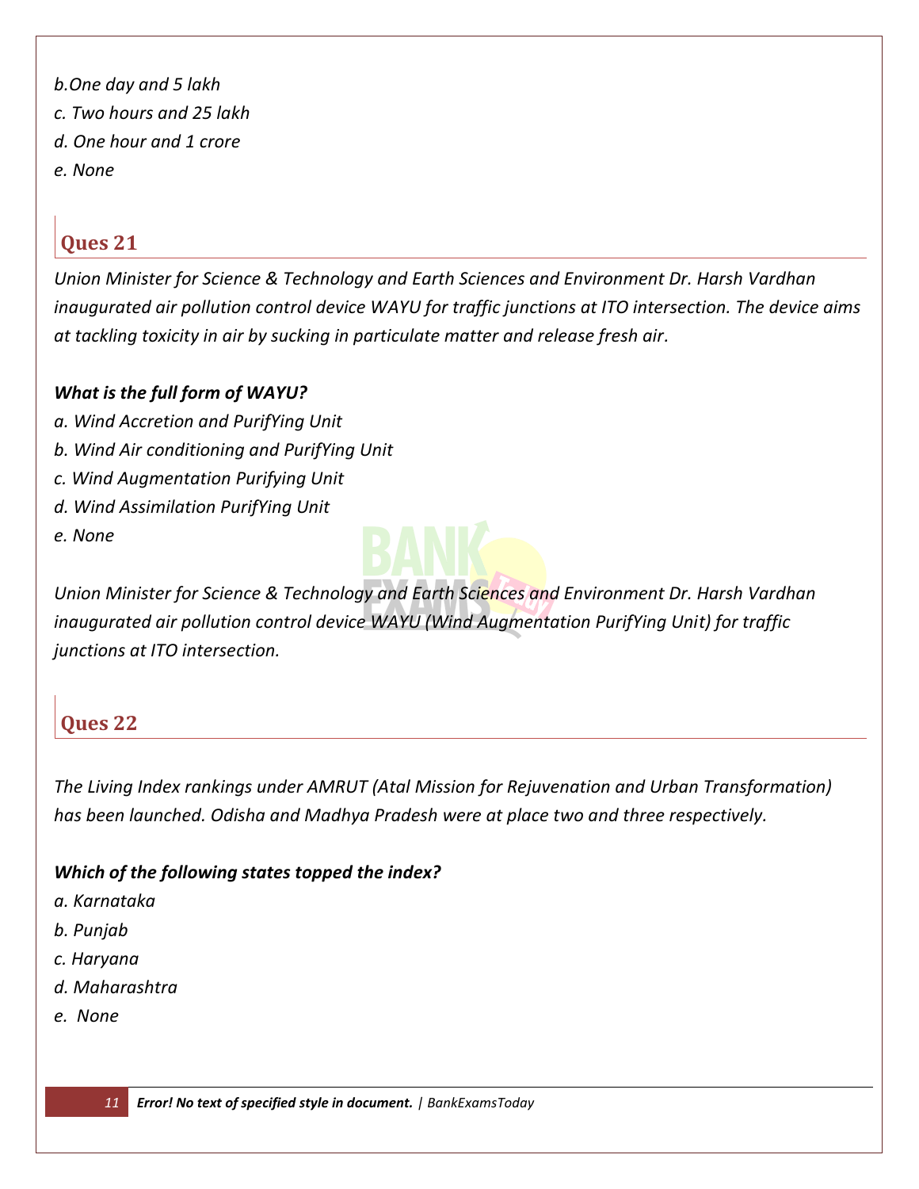*b.One day and 5 lakh*

*c. Two hours and 25 lakh*

*d. One hour and 1 crore*

*e. None*

## Ques 21

*Union Minister for Science & Technology and Earth Sciences and Environment Dr. Harsh Vardhan inaugurated air pollution control device WAYU for traffic junctions at ITO intersection. The device aims at tackling toxicity in air by sucking in particulate matter and release fresh air.*

***What is the full form of WAYU?***

*a. Wind Accretion and PurifYing Unit*

*b. Wind Air conditioning and PurifYing Unit*

*c. Wind Augmentation Purifying Unit*

*d. Wind Assimilation PurifYing Unit*

*e. None*

*Union Minister for Science & Technology and Earth Sciences and Environment Dr. Harsh Vardhan inaugurated air pollution control device WAYU (Wind Augmentation PurifYing Unit) for traffic junctions at ITO intersection.*

## Ques 22

*The Living Index rankings under AMRUT (Atal Mission for Rejuvenation and Urban Transformation) has been launched. Odisha and Madhya Pradesh were at place two and three respectively.*

***Which of the following states topped the index?***

*a. Karnataka*

*b. Punjab*

*c. Haryana*

*d. Maharashtra*

*e. None*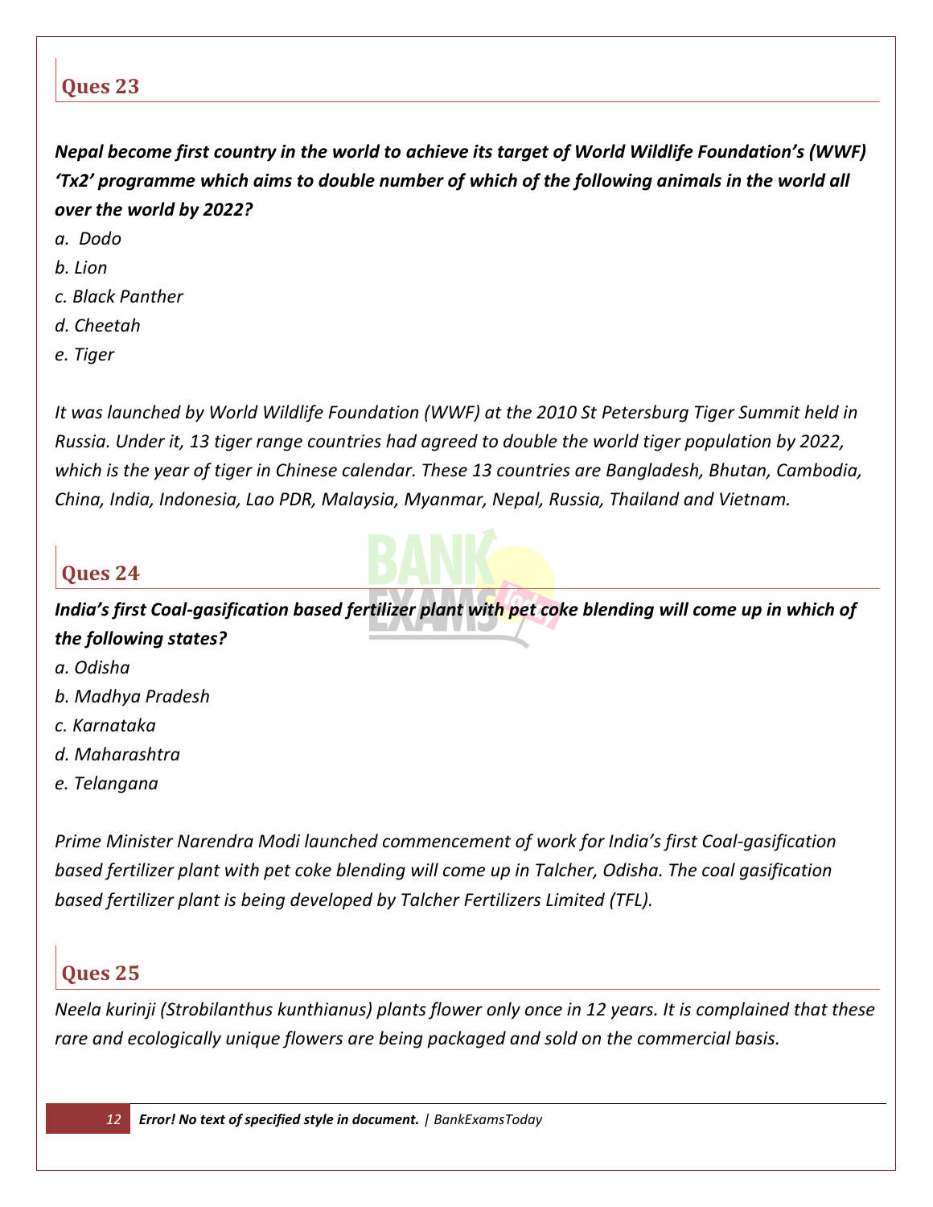## Ques 23

***Nepal become first country in the world to achieve its target of World Wildlife Foundation's (WWF) 'Tx2' programme which aims to double number of which of the following animals in the world all over the world by 2022?***

*a. Dodo*

*b. Lion*

*c. Black Panther*

*d. Cheetah*

*e. Tiger*

*It was launched by World Wildlife Foundation (WWF) at the 2010 St Petersburg Tiger Summit held in Russia. Under it, 13 tiger range countries had agreed to double the world tiger population by 2022, which is the year of tiger in Chinese calendar. These 13 countries are Bangladesh, Bhutan, Cambodia, China, India, Indonesia, Lao PDR, Malaysia, Myanmar, Nepal, Russia, Thailand and Vietnam.*

## Ques 24

***India's first Coal-gasification based fertilizer plant with pet coke blending will come up in which of the following states?***

*a. Odisha*

*b. Madhya Pradesh*

*c. Karnataka*

*d. Maharashtra*

*e. Telangana*

*Prime Minister Narendra Modi launched commencement of work for India's first Coal-gasification based fertilizer plant with pet coke blending will come up in Talcher, Odisha. The coal gasification based fertilizer plant is being developed by Talcher Fertilizers Limited (TFL).*

## Ques 25

*Neela kurinji (Strobilanthus kunthianus) plants flower only once in 12 years. It is complained that these rare and ecologically unique flowers are being packaged and sold on the commercial basis.*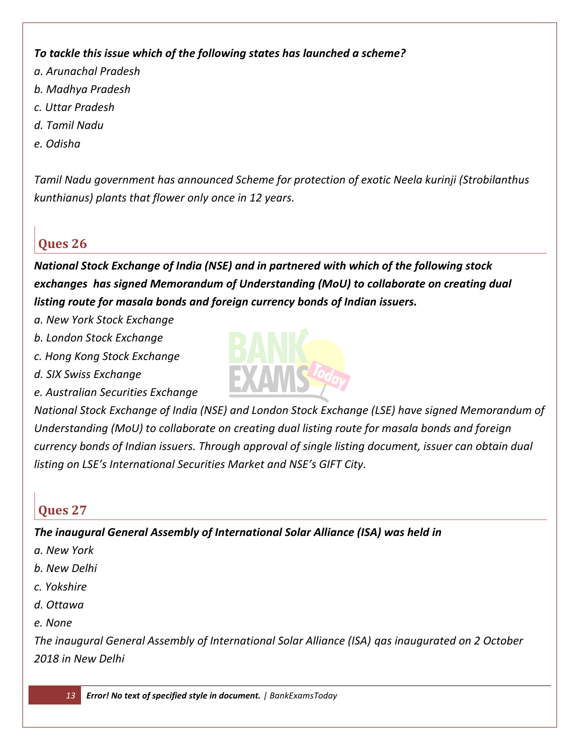***To tackle this issue which of the following states has launched a scheme?***

*a. Arunachal Pradesh*

*b. Madhya Pradesh*

*c. Uttar Pradesh*

*d. Tamil Nadu*

*e. Odisha*

*Tamil Nadu government has announced Scheme for protection of exotic Neela kurinji (Strobilanthus kunthianus) plants that flower only once in 12 years.*

## Ques 26

***National Stock Exchange of India (NSE) and in partnered with which of the following stock exchanges has signed Memorandum of Understanding (MoU) to collaborate on creating dual listing route for masala bonds and foreign currency bonds of Indian issuers.***

*a. New York Stock Exchange*

*b. London Stock Exchange*

*c. Hong Kong Stock Exchange*

*d. SIX Swiss Exchange*

*e. Australian Securities Exchange*

*National Stock Exchange of India (NSE) and London Stock Exchange (LSE) have signed Memorandum of Understanding (MoU) to collaborate on creating dual listing route for masala bonds and foreign currency bonds of Indian issuers. Through approval of single listing document, issuer can obtain dual listing on LSE's International Securities Market and NSE's GIFT City.*

## Ques 27

***The inaugural General Assembly of International Solar Alliance (ISA) was held in***

*a. New York*

*b. New Delhi*

*c. Yokshire*

*d. Ottawa*

*e. None*

*The inaugural General Assembly of International Solar Alliance (ISA) qas inaugurated on 2 October 2018 in New Delhi*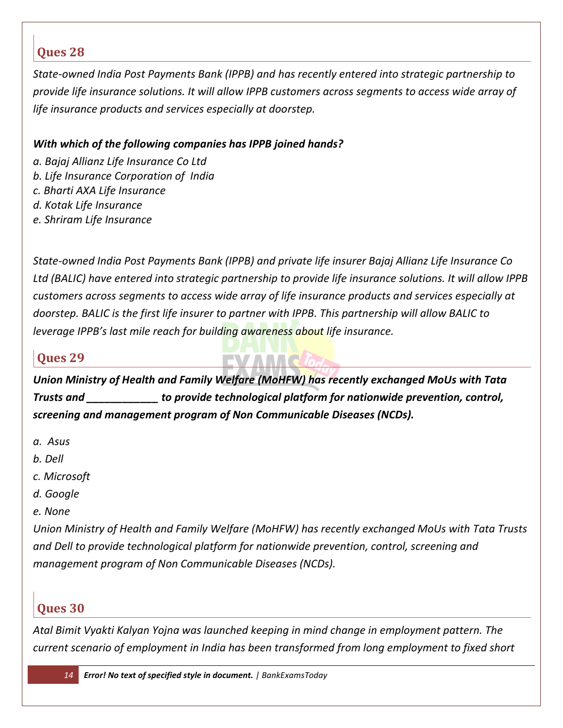## Ques 28

*State-owned India Post Payments Bank (IPPB) and has recently entered into strategic partnership to provide life insurance solutions. It will allow IPPB customers across segments to access wide array of life insurance products and services especially at doorstep.*

***With which of the following companies has IPPB joined hands?***

*a. Bajaj Allianz Life Insurance Co Ltd*
*b. Life Insurance Corporation of India*
*c. Bharti AXA Life Insurance*
*d. Kotak Life Insurance*
*e. Shriram Life Insurance*

*State-owned India Post Payments Bank (IPPB) and private life insurer Bajaj Allianz Life Insurance Co Ltd (BALIC) have entered into strategic partnership to provide life insurance solutions. It will allow IPPB customers across segments to access wide array of life insurance products and services especially at doorstep. BALIC is the first life insurer to partner with IPPB. This partnership will allow BALIC to leverage IPPB's last mile reach for building awareness about life insurance.*

## Ques 29

***Union Ministry of Health and Family Welfare (MoHFW) has recently exchanged MoUs with Tata Trusts and _____________ to provide technological platform for nationwide prevention, control, screening and management program of Non Communicable Diseases (NCDs).***

*a. Asus*

*b. Dell*

*c. Microsoft*

*d. Google*

*e. None*

*Union Ministry of Health and Family Welfare (MoHFW) has recently exchanged MoUs with Tata Trusts and Dell to provide technological platform for nationwide prevention, control, screening and management program of Non Communicable Diseases (NCDs).*

## Ques 30

*Atal Bimit Vyakti Kalyan Yojna was launched keeping in mind change in employment pattern. The current scenario of employment in India has been transformed from long employment to fixed short*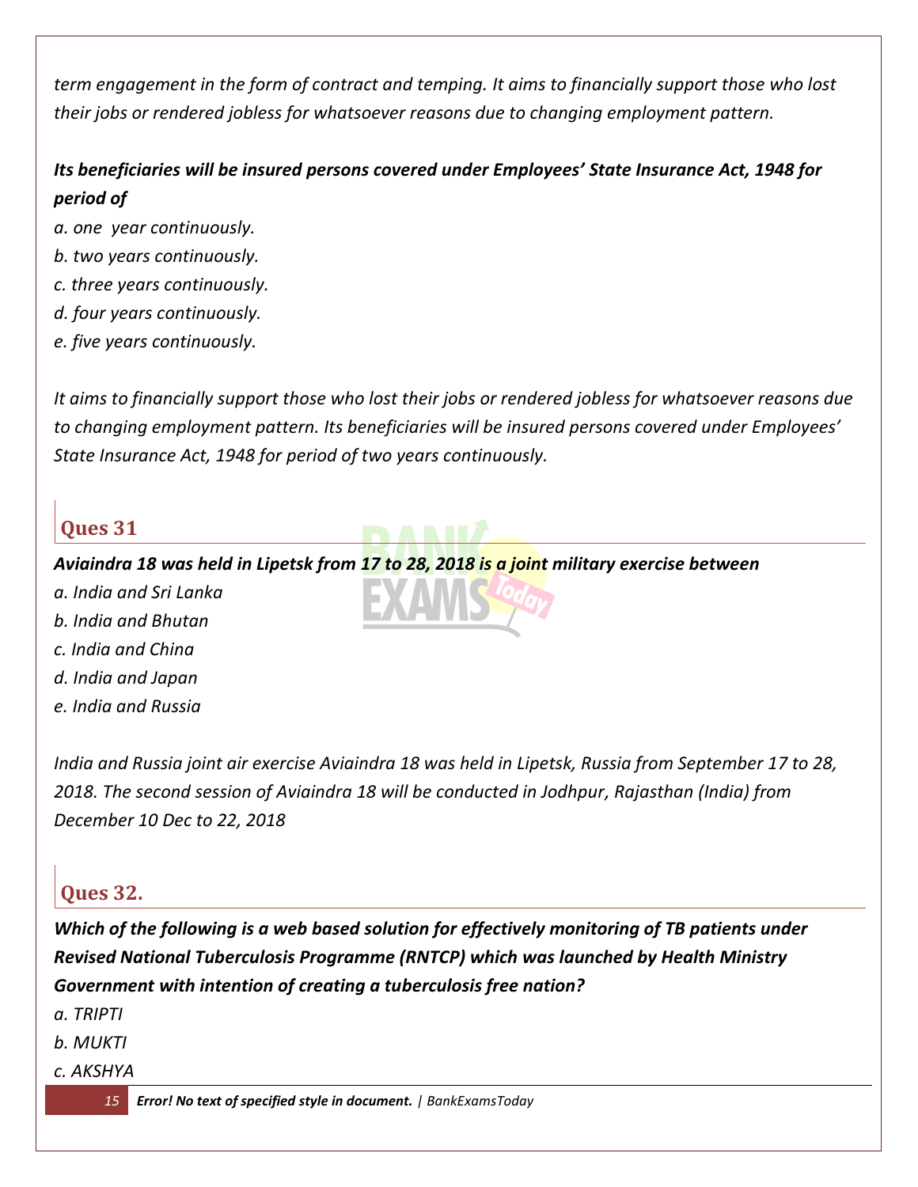*term engagement in the form of contract and temping. It aims to financially support those who lost their jobs or rendered jobless for whatsoever reasons due to changing employment pattern.*

***Its beneficiaries will be insured persons covered under Employees' State Insurance Act, 1948 for period of***

*a. one year continuously.*
*b. two years continuously.*
*c. three years continuously.*
*d. four years continuously.*
*e. five years continuously.*

*It aims to financially support those who lost their jobs or rendered jobless for whatsoever reasons due to changing employment pattern. Its beneficiaries will be insured persons covered under Employees' State Insurance Act, 1948 for period of two years continuously.*

## Ques 31

***Aviaindra 18 was held in Lipetsk from 17 to 28, 2018 is a joint military exercise between***

*a. India and Sri Lanka*
*b. India and Bhutan*
*c. India and China*
*d. India and Japan*
*e. India and Russia*

*India and Russia joint air exercise Aviaindra 18 was held in Lipetsk, Russia from September 17 to 28, 2018. The second session of Aviaindra 18 will be conducted in Jodhpur, Rajasthan (India) from December 10 Dec to 22, 2018*

## Ques 32.

***Which of the following is a web based solution for effectively monitoring of TB patients under Revised National Tuberculosis Programme (RNTCP) which was launched by Health Ministry Government with intention of creating a tuberculosis free nation?***

*a. TRIPTI*
*b. MUKTI*
*c. AKSHYA*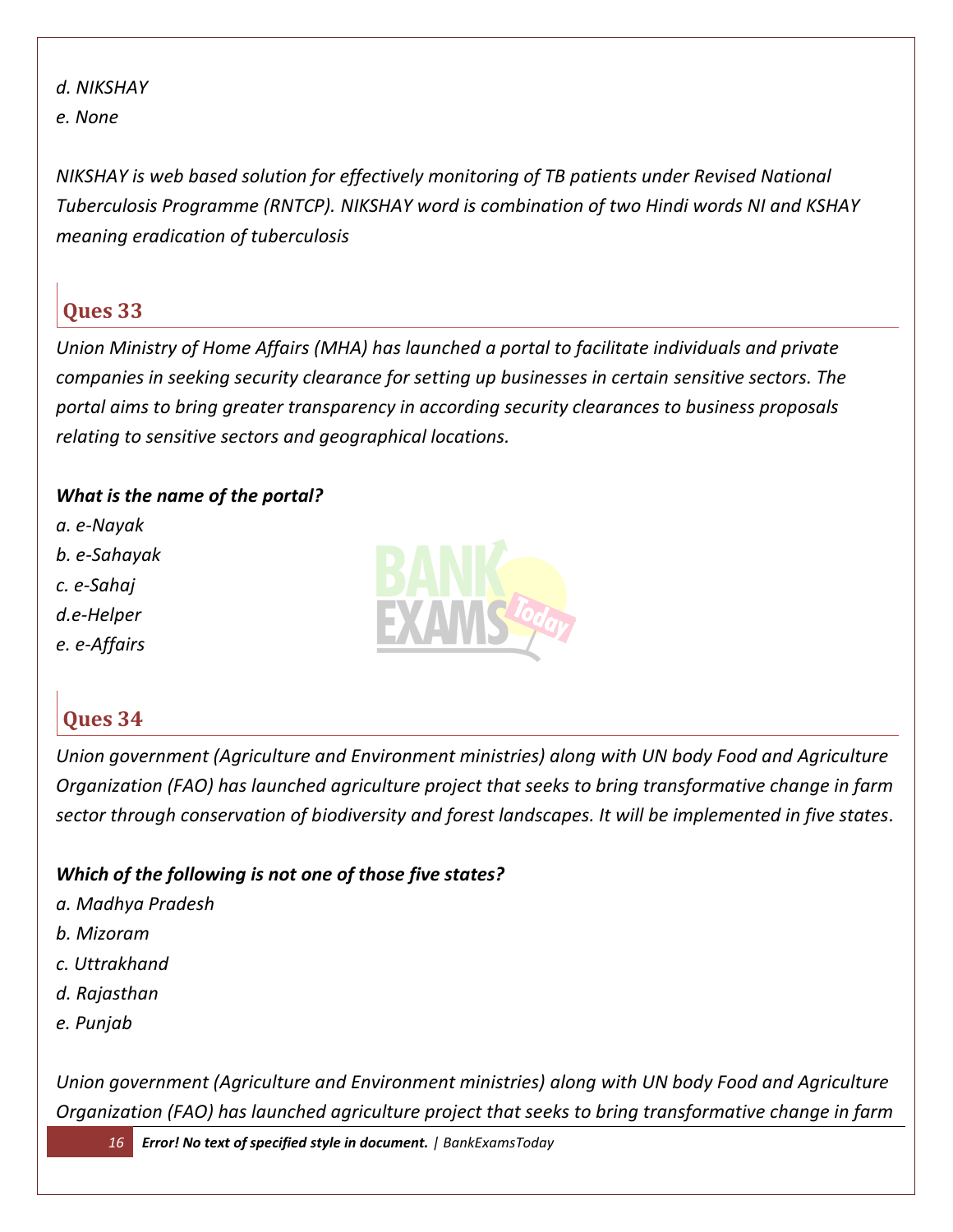*d. NIKSHAY*

*e. None*

*NIKSHAY is web based solution for effectively monitoring of TB patients under Revised National Tuberculosis Programme (RNTCP). NIKSHAY word is combination of two Hindi words NI and KSHAY meaning eradication of tuberculosis*

## Ques 33

*Union Ministry of Home Affairs (MHA) has launched a portal to facilitate individuals and private companies in seeking security clearance for setting up businesses in certain sensitive sectors. The portal aims to bring greater transparency in according security clearances to business proposals relating to sensitive sectors and geographical locations.*

***What is the name of the portal?***

*a. e-Nayak*

*b. e-Sahayak*

*c. e-Sahaj*

*d.e-Helper*

*e. e-Affairs*

## Ques 34

*Union government (Agriculture and Environment ministries) along with UN body Food and Agriculture Organization (FAO) has launched agriculture project that seeks to bring transformative change in farm sector through conservation of biodiversity and forest landscapes. It will be implemented in five states.*

***Which of the following is not one of those five states?***

*a. Madhya Pradesh*

*b. Mizoram*

*c. Uttrakhand*

*d. Rajasthan*

*e. Punjab*

*Union government (Agriculture and Environment ministries) along with UN body Food and Agriculture Organization (FAO) has launched agriculture project that seeks to bring transformative change in farm*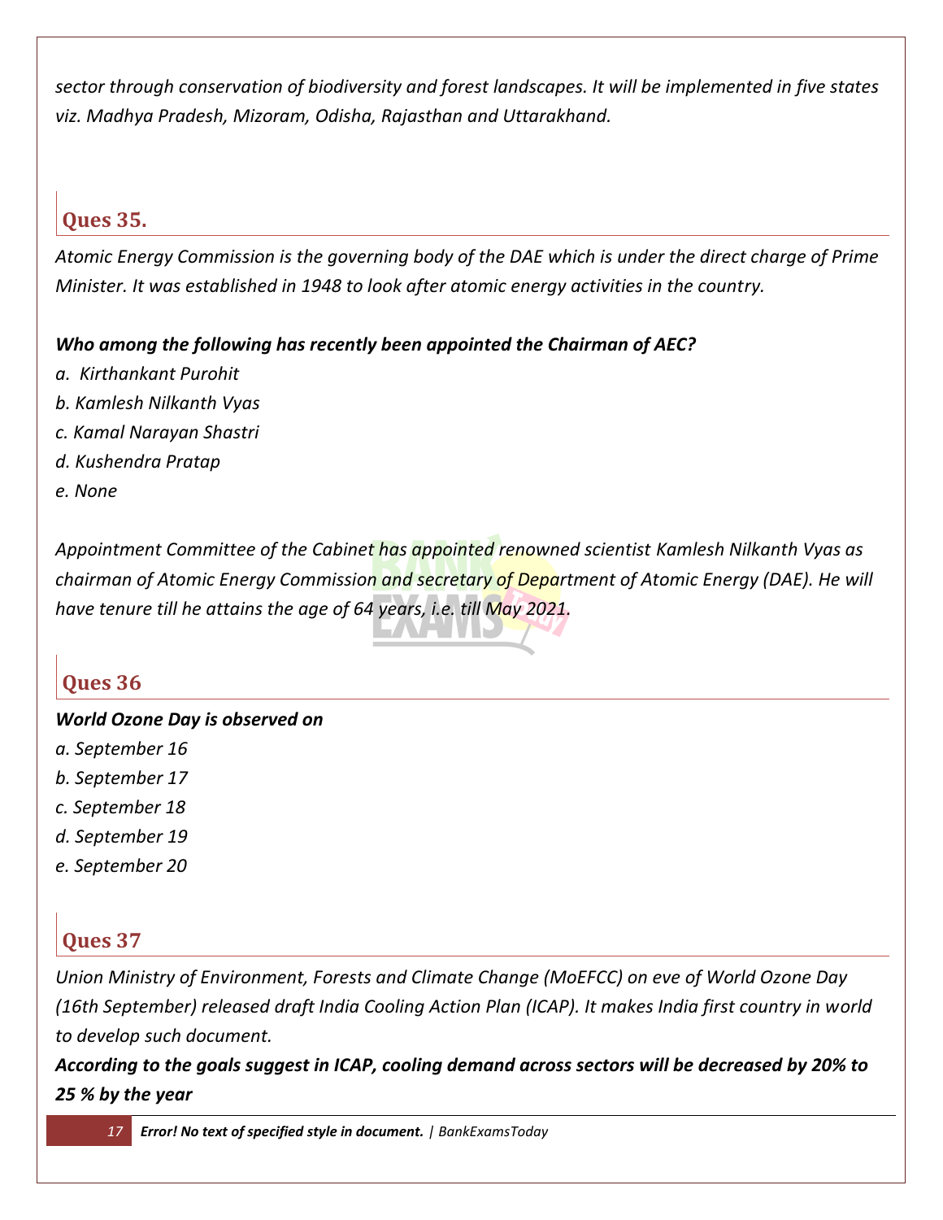*sector through conservation of biodiversity and forest landscapes. It will be implemented in five states viz. Madhya Pradesh, Mizoram, Odisha, Rajasthan and Uttarakhand.*

## Ques 35.

*Atomic Energy Commission is the governing body of the DAE which is under the direct charge of Prime Minister. It was established in 1948 to look after atomic energy activities in the country.*

***Who among the following has recently been appointed the Chairman of AEC?***

*a. Kirthankant Purohit*
*b. Kamlesh Nilkanth Vyas*
*c. Kamal Narayan Shastri*
*d. Kushendra Pratap*
*e. None*

*Appointment Committee of the Cabinet has appointed renowned scientist Kamlesh Nilkanth Vyas as chairman of Atomic Energy Commission and secretary of Department of Atomic Energy (DAE). He will have tenure till he attains the age of 64 years, i.e. till May 2021.*

## Ques 36

***World Ozone Day is observed on***

*a. September 16*
*b. September 17*
*c. September 18*
*d. September 19*
*e. September 20*

## Ques 37

*Union Ministry of Environment, Forests and Climate Change (MoEFCC) on eve of World Ozone Day (16th September) released draft India Cooling Action Plan (ICAP). It makes India first country in world to develop such document.*

***According to the goals suggest in ICAP, cooling demand across sectors will be decreased by 20% to 25 % by the year***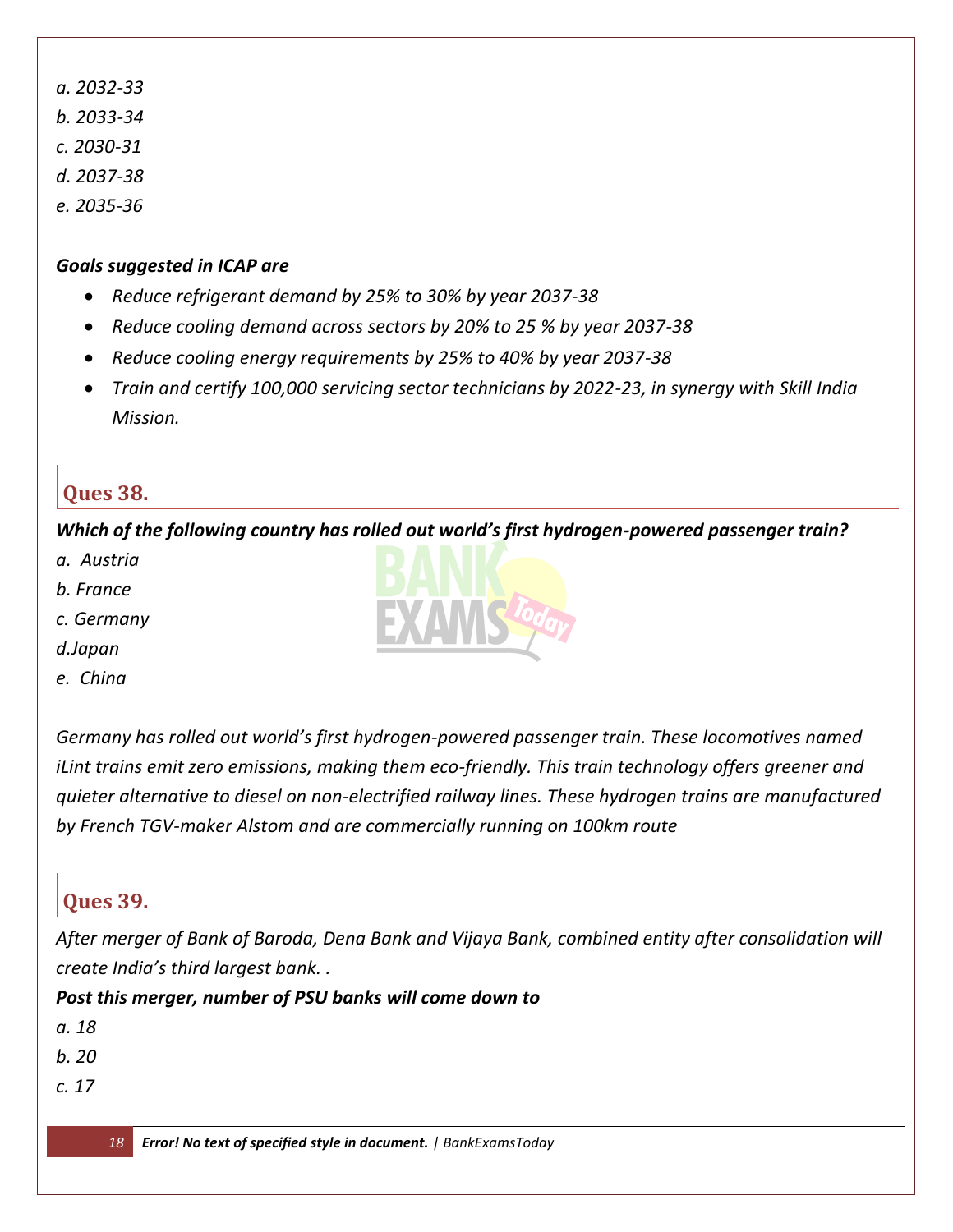*a. 2032-33*

*b. 2033-34*

*c. 2030-31*

*d. 2037-38*

*e. 2035-36*

***Goals suggested in ICAP are***

- *Reduce refrigerant demand by 25% to 30% by year 2037-38*
- *Reduce cooling demand across sectors by 20% to 25 % by year 2037-38*
- *Reduce cooling energy requirements by 25% to 40% by year 2037-38*
- *Train and certify 100,000 servicing sector technicians by 2022-23, in synergy with Skill India Mission.*

## Ques 38.

***Which of the following country has rolled out world's first hydrogen-powered passenger train?***

*a. Austria*

*b. France*

*c. Germany*

*d.Japan*

*e. China*

*Germany has rolled out world's first hydrogen-powered passenger train. These locomotives named iLint trains emit zero emissions, making them eco-friendly. This train technology offers greener and quieter alternative to diesel on non-electrified railway lines. These hydrogen trains are manufactured by French TGV-maker Alstom and are commercially running on 100km route*

## Ques 39.

*After merger of Bank of Baroda, Dena Bank and Vijaya Bank, combined entity after consolidation will create India's third largest bank. .*

***Post this merger, number of PSU banks will come down to***

*a. 18*

*b. 20*

*c. 17*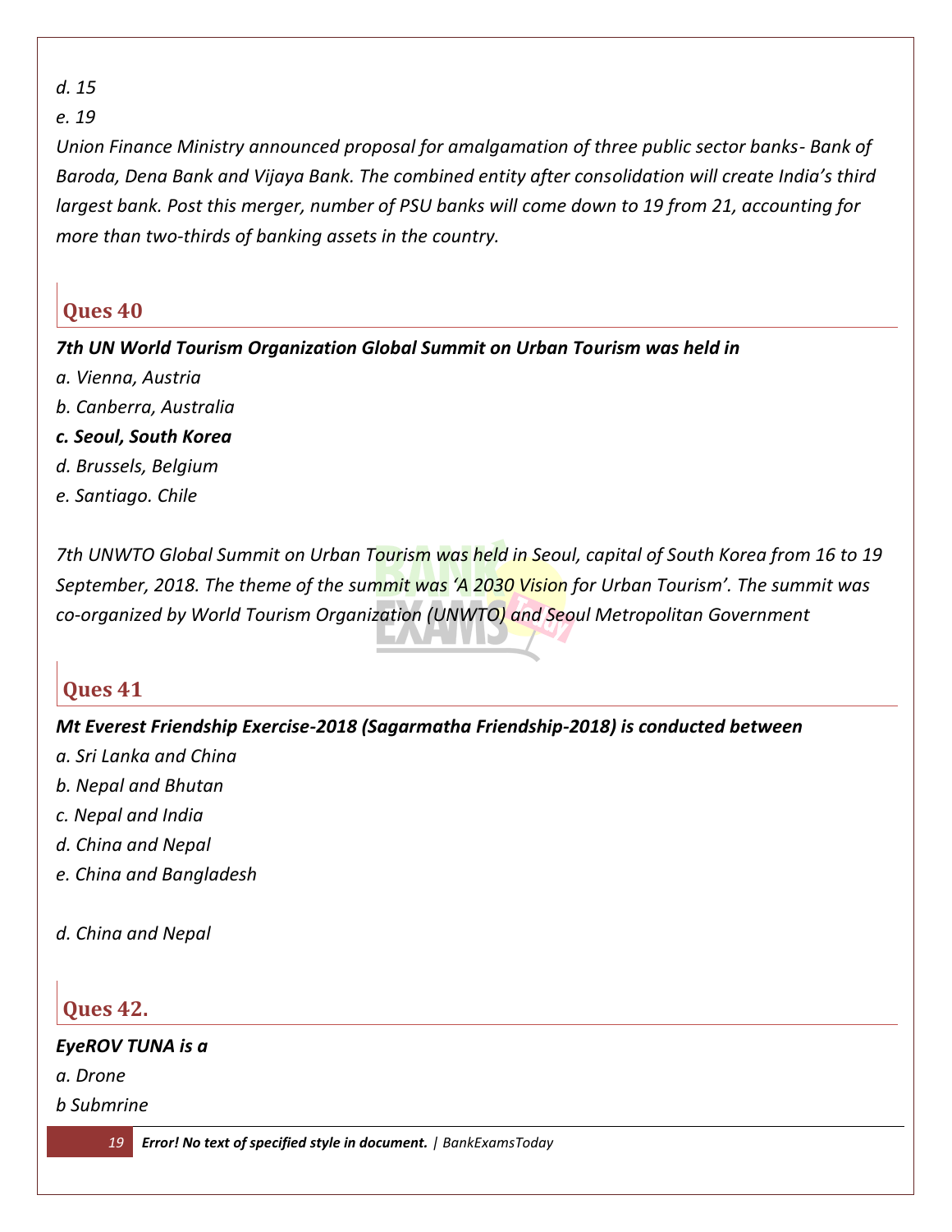*d. 15*

*e. 19*

*Union Finance Ministry announced proposal for amalgamation of three public sector banks- Bank of Baroda, Dena Bank and Vijaya Bank. The combined entity after consolidation will create India's third largest bank. Post this merger, number of PSU banks will come down to 19 from 21, accounting for more than two-thirds of banking assets in the country.*

## Ques 40

***7th UN World Tourism Organization Global Summit on Urban Tourism was held in***

*a. Vienna, Austria*

*b. Canberra, Australia*

***c. Seoul, South Korea***

*d. Brussels, Belgium*

*e. Santiago. Chile*

*7th UNWTO Global Summit on Urban Tourism was held in Seoul, capital of South Korea from 16 to 19 September, 2018. The theme of the summit was 'A 2030 Vision for Urban Tourism'. The summit was co-organized by World Tourism Organization (UNWTO) and Seoul Metropolitan Government*

## Ques 41

***Mt Everest Friendship Exercise-2018 (Sagarmatha Friendship-2018) is conducted between***

*a. Sri Lanka and China*

*b. Nepal and Bhutan*

*c. Nepal and India*

*d. China and Nepal*

*e. China and Bangladesh*

*d. China and Nepal*

## Ques 42.

***EyeROV TUNA is a***

*a. Drone*

*b Submrine*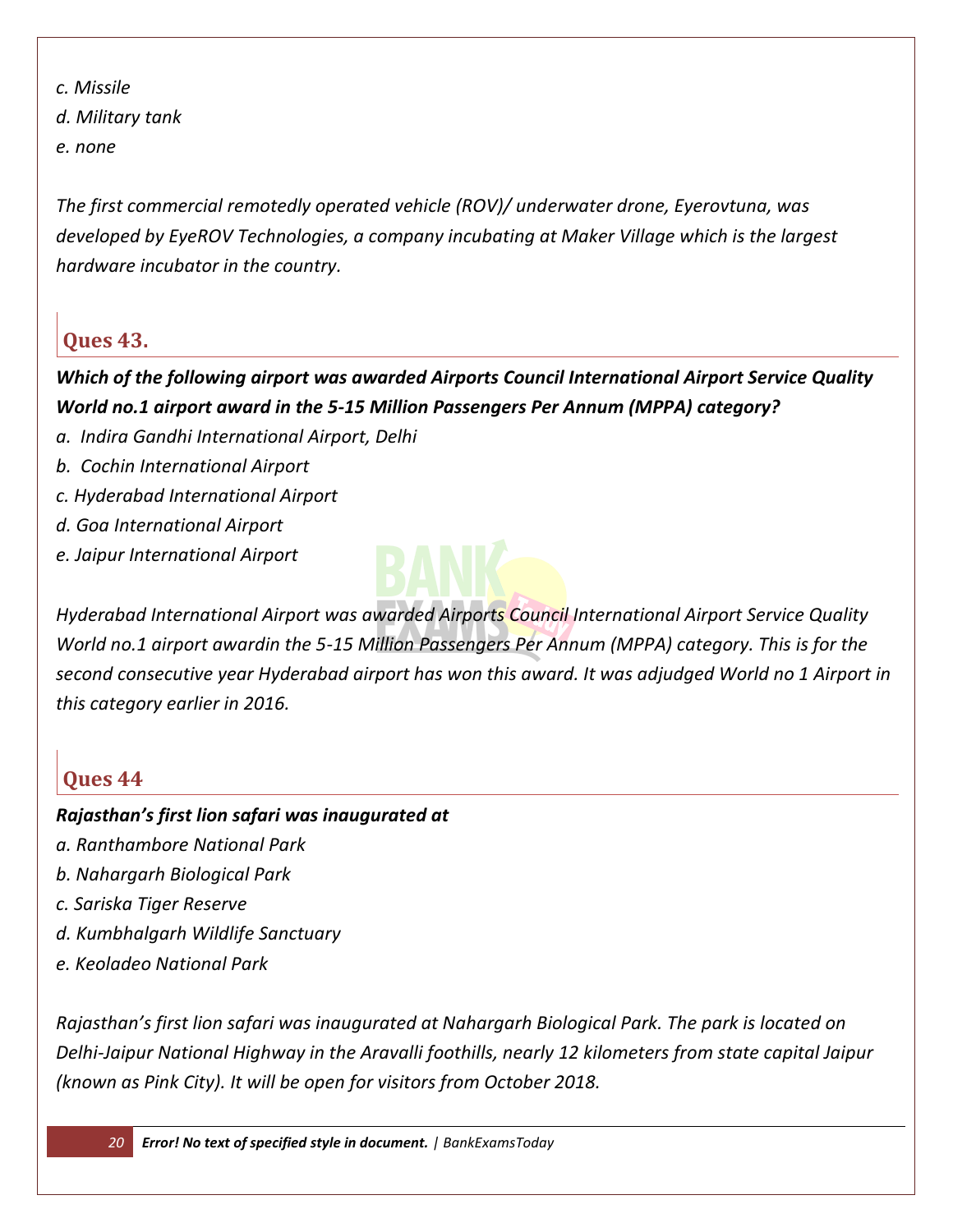*c. Missile*

*d. Military tank*

*e. none*

*The first commercial remotedly operated vehicle (ROV)/ underwater drone, Eyerovtuna, was developed by EyeROV Technologies, a company incubating at Maker Village which is the largest hardware incubator in the country.*

## Ques 43.

***Which of the following airport was awarded Airports Council International Airport Service Quality World no.1 airport award in the 5-15 Million Passengers Per Annum (MPPA) category?***

*a. Indira Gandhi International Airport, Delhi*

*b. Cochin International Airport*

*c. Hyderabad International Airport*

*d. Goa International Airport*

*e. Jaipur International Airport*

*Hyderabad International Airport was awarded Airports Council International Airport Service Quality World no.1 airport awardin the 5-15 Million Passengers Per Annum (MPPA) category. This is for the second consecutive year Hyderabad airport has won this award. It was adjudged World no 1 Airport in this category earlier in 2016.*

## Ques 44

***Rajasthan's first lion safari was inaugurated at***

*a. Ranthambore National Park*

*b. Nahargarh Biological Park*

*c. Sariska Tiger Reserve*

*d. Kumbhalgarh Wildlife Sanctuary*

*e. Keoladeo National Park*

*Rajasthan's first lion safari was inaugurated at Nahargarh Biological Park. The park is located on Delhi-Jaipur National Highway in the Aravalli foothills, nearly 12 kilometers from state capital Jaipur (known as Pink City). It will be open for visitors from October 2018.*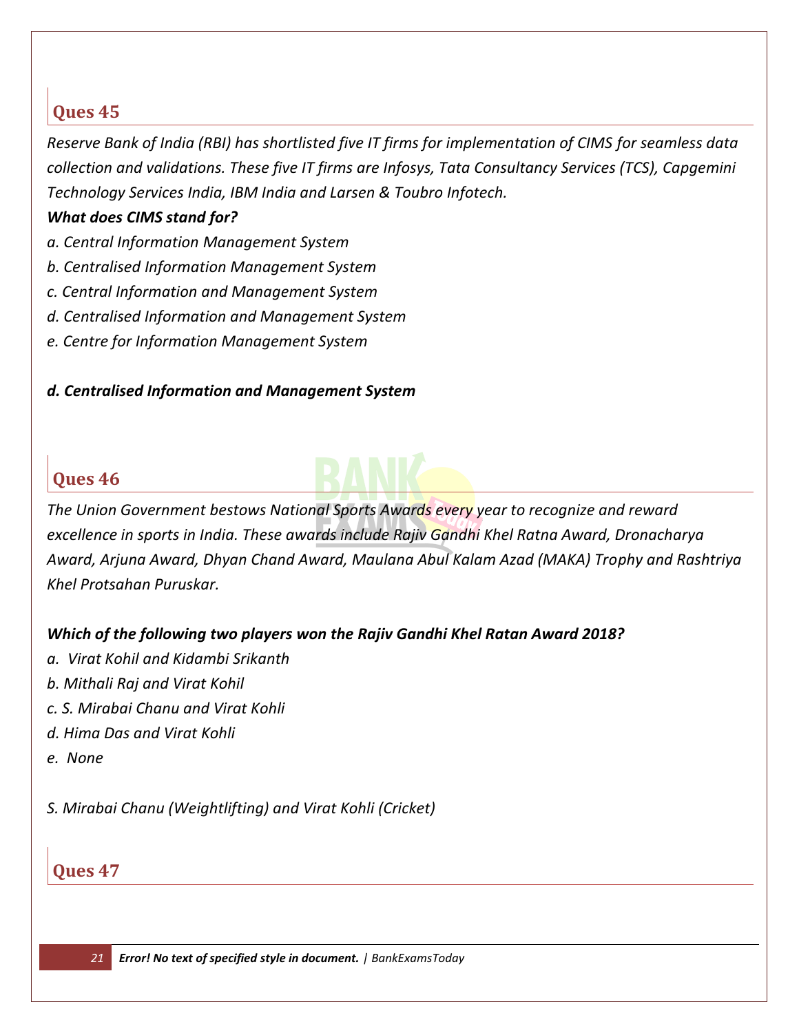## Ques 45

*Reserve Bank of India (RBI) has shortlisted five IT firms for implementation of CIMS for seamless data collection and validations. These five IT firms are Infosys, Tata Consultancy Services (TCS), Capgemini Technology Services India, IBM India and Larsen & Toubro Infotech.*

***What does CIMS stand for?***

*a. Central Information Management System*

*b. Centralised Information Management System*

*c. Central Information and Management System*

*d. Centralised Information and Management System*

*e. Centre for Information Management System*

***d. Centralised Information and Management System***

## Ques 46

*The Union Government bestows National Sports Awards every year to recognize and reward excellence in sports in India. These awards include Rajiv Gandhi Khel Ratna Award, Dronacharya Award, Arjuna Award, Dhyan Chand Award, Maulana Abul Kalam Azad (MAKA) Trophy and Rashtriya Khel Protsahan Puruskar.*

***Which of the following two players won the Rajiv Gandhi Khel Ratan Award 2018?***

*a. Virat Kohil and Kidambi Srikanth*

*b. Mithali Raj and Virat Kohil*

*c. S. Mirabai Chanu and Virat Kohli*

*d. Hima Das and Virat Kohli*

*e. None*

*S. Mirabai Chanu (Weightlifting) and Virat Kohli (Cricket)*

## Ques 47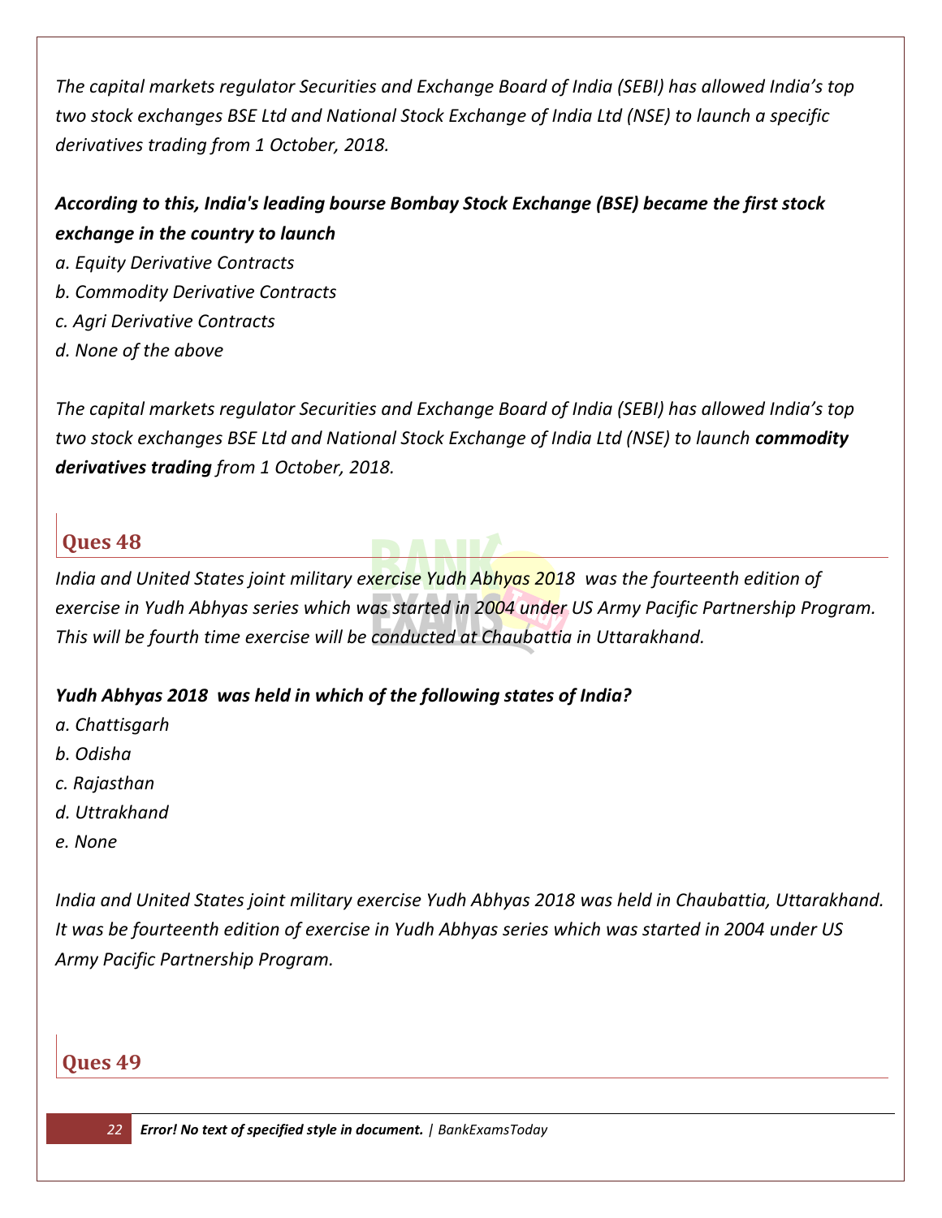*The capital markets regulator Securities and Exchange Board of India (SEBI) has allowed India's top two stock exchanges BSE Ltd and National Stock Exchange of India Ltd (NSE) to launch a specific derivatives trading from 1 October, 2018.*

***According to this, India's leading bourse Bombay Stock Exchange (BSE) became the first stock exchange in the country to launch***

*a. Equity Derivative Contracts*
*b. Commodity Derivative Contracts*
*c. Agri Derivative Contracts*
*d. None of the above*

*The capital markets regulator Securities and Exchange Board of India (SEBI) has allowed India's top two stock exchanges BSE Ltd and National Stock Exchange of India Ltd (NSE) to launch* ***commodity derivatives trading*** *from 1 October, 2018.*

## Ques 48

*India and United States joint military exercise Yudh Abhyas 2018 was the fourteenth edition of exercise in Yudh Abhyas series which was started in 2004 under US Army Pacific Partnership Program. This will be fourth time exercise will be conducted at Chaubattia in Uttarakhand.*

***Yudh Abhyas 2018 was held in which of the following states of India?***

*a. Chattisgarh*
*b. Odisha*
*c. Rajasthan*
*d. Uttrakhand*
*e. None*

*India and United States joint military exercise Yudh Abhyas 2018 was held in Chaubattia, Uttarakhand. It was be fourteenth edition of exercise in Yudh Abhyas series which was started in 2004 under US Army Pacific Partnership Program.*

## Ques 49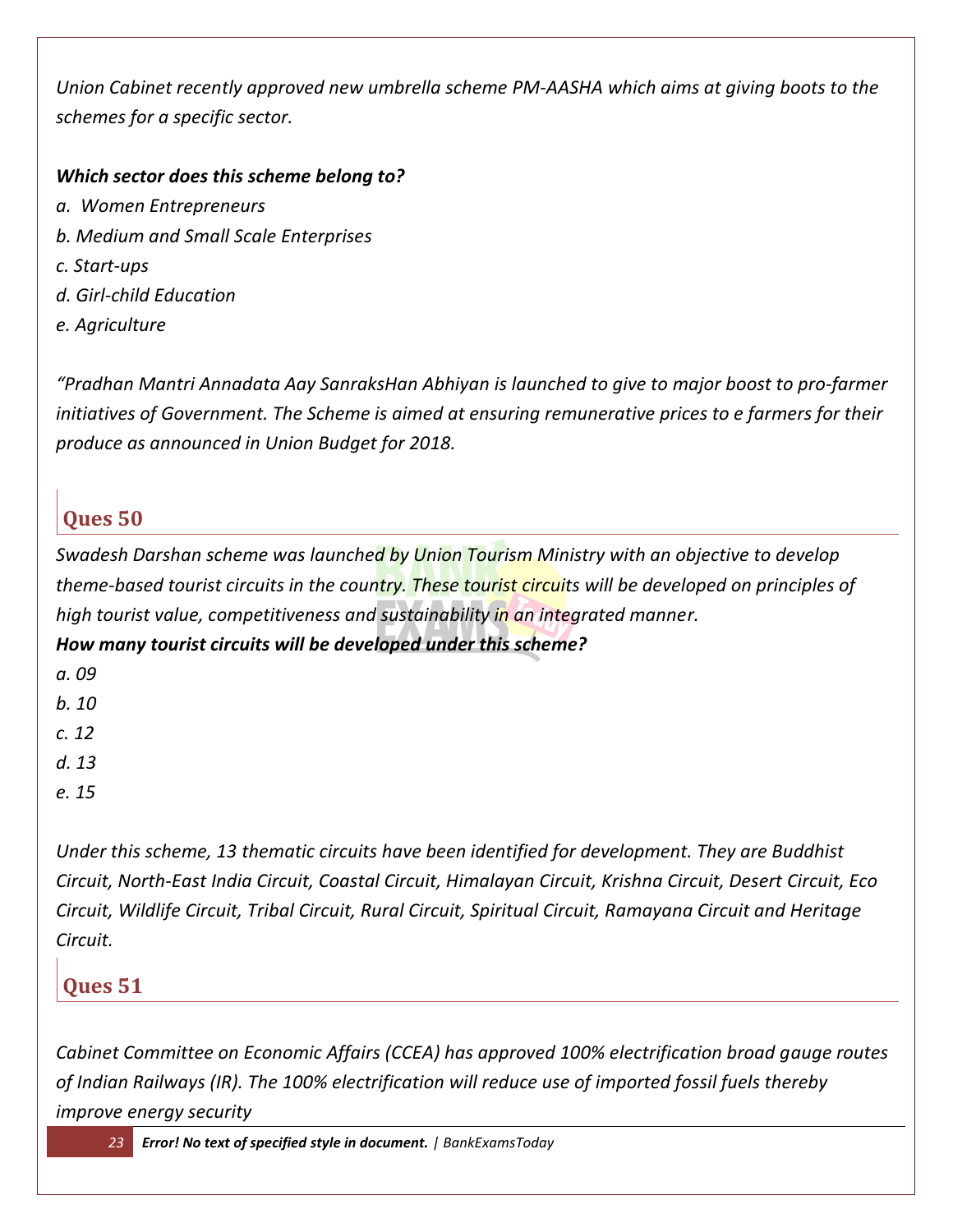*Union Cabinet recently approved new umbrella scheme PM-AASHA which aims at giving boots to the schemes for a specific sector.*

***Which sector does this scheme belong to?***

*a. Women Entrepreneurs*
*b. Medium and Small Scale Enterprises*
*c. Start-ups*
*d. Girl-child Education*
*e. Agriculture*

*"Pradhan Mantri Annadata Aay SanraksHan Abhiyan is launched to give to major boost to pro-farmer initiatives of Government. The Scheme is aimed at ensuring remunerative prices to e farmers for their produce as announced in Union Budget for 2018.*

## Ques 50

*Swadesh Darshan scheme was launched by Union Tourism Ministry with an objective to develop theme-based tourist circuits in the country. These tourist circuits will be developed on principles of high tourist value, competitiveness and sustainability in an integrated manner.*

***How many tourist circuits will be developed under this scheme?***

*a. 09*
*b. 10*
*c. 12*
*d. 13*
*e. 15*

*Under this scheme, 13 thematic circuits have been identified for development. They are Buddhist Circuit, North-East India Circuit, Coastal Circuit, Himalayan Circuit, Krishna Circuit, Desert Circuit, Eco Circuit, Wildlife Circuit, Tribal Circuit, Rural Circuit, Spiritual Circuit, Ramayana Circuit and Heritage Circuit.*

## Ques 51

*Cabinet Committee on Economic Affairs (CCEA) has approved 100% electrification broad gauge routes of Indian Railways (IR). The 100% electrification will reduce use of imported fossil fuels thereby improve energy security*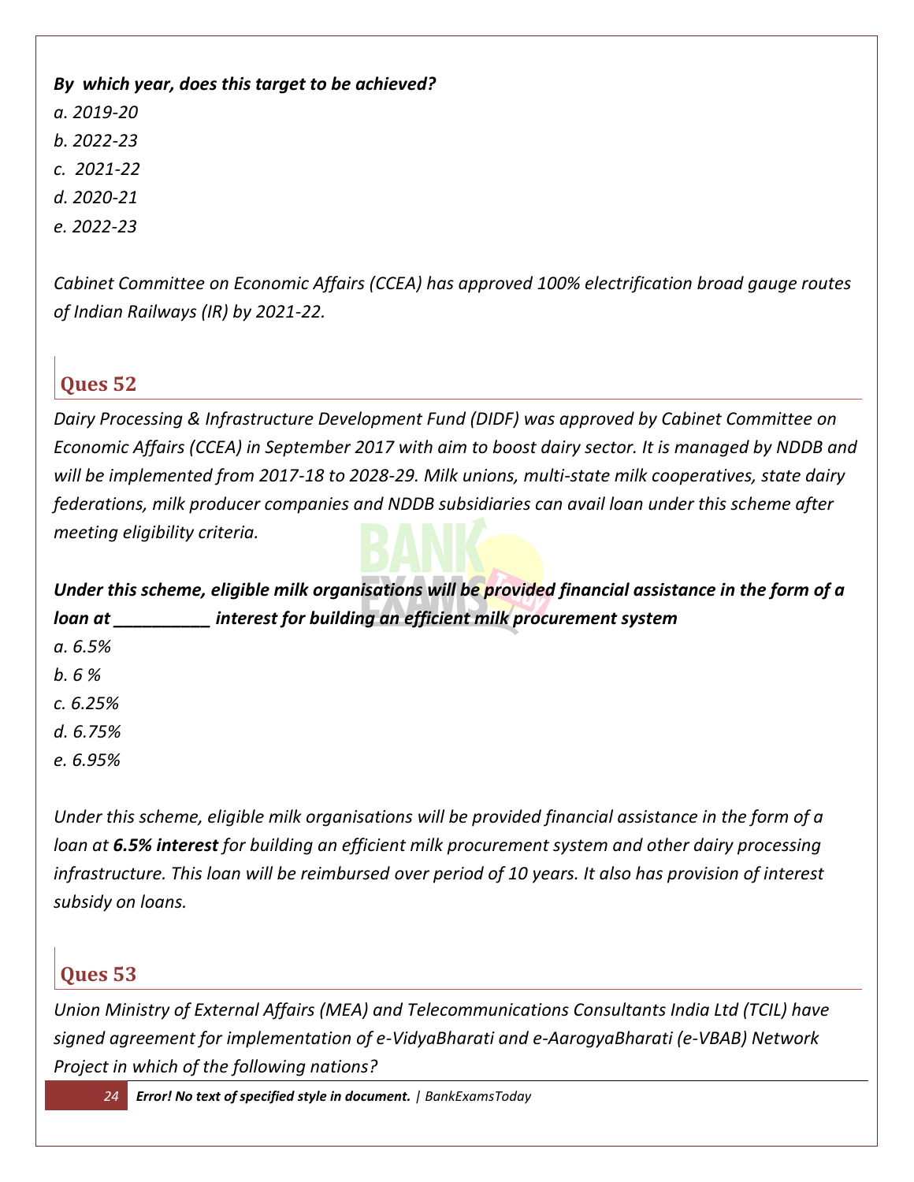***By which year, does this target to be achieved?***

*a. 2019-20*

*b. 2022-23*

*c. 2021-22*

*d. 2020-21*

*e. 2022-23*

*Cabinet Committee on Economic Affairs (CCEA) has approved 100% electrification broad gauge routes of Indian Railways (IR) by 2021-22.*

## Ques 52

*Dairy Processing & Infrastructure Development Fund (DIDF) was approved by Cabinet Committee on Economic Affairs (CCEA) in September 2017 with aim to boost dairy sector. It is managed by NDDB and will be implemented from 2017-18 to 2028-29. Milk unions, multi-state milk cooperatives, state dairy federations, milk producer companies and NDDB subsidiaries can avail loan under this scheme after meeting eligibility criteria.*

***Under this scheme, eligible milk organisations will be provided financial assistance in the form of a loan at __________ interest for building an efficient milk procurement system***

*a. 6.5%*

*b. 6 %*

*c. 6.25%*

*d. 6.75%*

*e. 6.95%*

*Under this scheme, eligible milk organisations will be provided financial assistance in the form of a loan at **6.5% interest** for building an efficient milk procurement system and other dairy processing infrastructure. This loan will be reimbursed over period of 10 years. It also has provision of interest subsidy on loans.*

## Ques 53

*Union Ministry of External Affairs (MEA) and Telecommunications Consultants India Ltd (TCIL) have signed agreement for implementation of e-VidyaBharati and e-AarogyaBharati (e-VBAB) Network Project in which of the following nations?*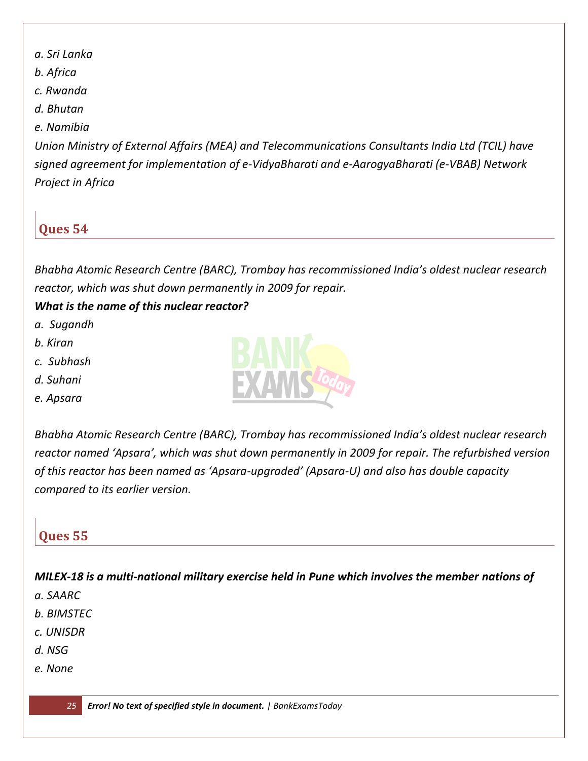*a. Sri Lanka*

*b. Africa*

*c. Rwanda*

*d. Bhutan*

*e. Namibia*

*Union Ministry of External Affairs (MEA) and Telecommunications Consultants India Ltd (TCIL) have signed agreement for implementation of e-VidyaBharati and e-AarogyaBharati (e-VBAB) Network Project in Africa*

## Ques 54

*Bhabha Atomic Research Centre (BARC), Trombay has recommissioned India's oldest nuclear research reactor, which was shut down permanently in 2009 for repair.*

***What is the name of this nuclear reactor?***

*a. Sugandh*

*b. Kiran*

*c. Subhash*

*d. Suhani*

*e. Apsara*

*Bhabha Atomic Research Centre (BARC), Trombay has recommissioned India's oldest nuclear research reactor named 'Apsara', which was shut down permanently in 2009 for repair. The refurbished version of this reactor has been named as 'Apsara-upgraded' (Apsara-U) and also has double capacity compared to its earlier version.*

## Ques 55

***MILEX-18 is a multi-national military exercise held in Pune which involves the member nations of***

*a. SAARC*

*b. BIMSTEC*

*c. UNISDR*

*d. NSG*

*e. None*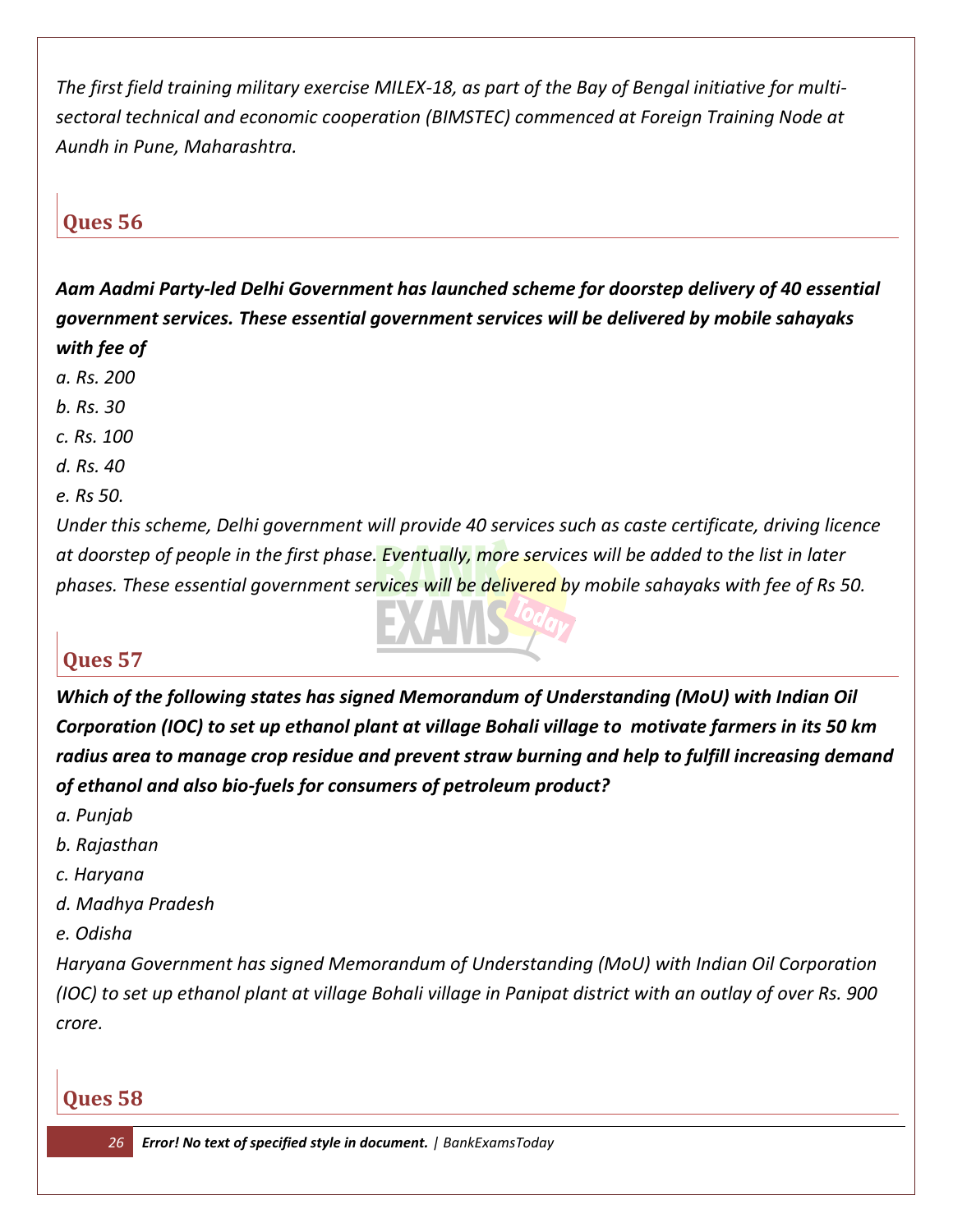*The first field training military exercise MILEX-18, as part of the Bay of Bengal initiative for multi-sectoral technical and economic cooperation (BIMSTEC) commenced at Foreign Training Node at Aundh in Pune, Maharashtra.*

## Ques 56

***Aam Aadmi Party-led Delhi Government has launched scheme for doorstep delivery of 40 essential government services. These essential government services will be delivered by mobile sahayaks with fee of***

*a. Rs. 200*

*b. Rs. 30*

*c. Rs. 100*

*d. Rs. 40*

*e. Rs 50.*

*Under this scheme, Delhi government will provide 40 services such as caste certificate, driving licence at doorstep of people in the first phase. Eventually, more services will be added to the list in later phases. These essential government services will be delivered by mobile sahayaks with fee of Rs 50.*

## Ques 57

***Which of the following states has signed Memorandum of Understanding (MoU) with Indian Oil Corporation (IOC) to set up ethanol plant at village Bohali village to motivate farmers in its 50 km radius area to manage crop residue and prevent straw burning and help to fulfill increasing demand of ethanol and also bio-fuels for consumers of petroleum product?***

*a. Punjab*

*b. Rajasthan*

*c. Haryana*

*d. Madhya Pradesh*

*e. Odisha*

*Haryana Government has signed Memorandum of Understanding (MoU) with Indian Oil Corporation (IOC) to set up ethanol plant at village Bohali village in Panipat district with an outlay of over Rs. 900 crore.*

## Ques 58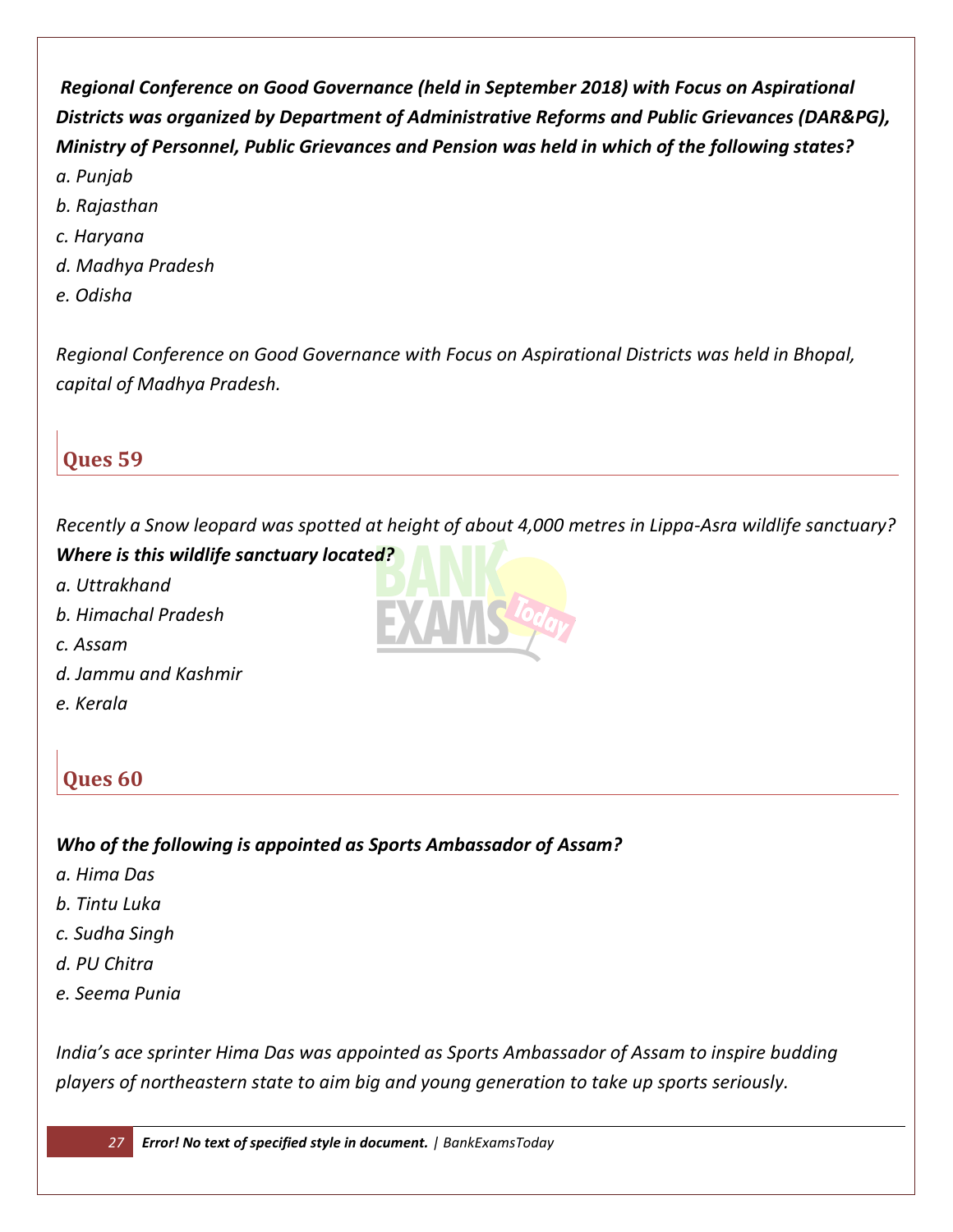***Regional Conference on Good Governance (held in September 2018) with Focus on Aspirational Districts was organized by Department of Administrative Reforms and Public Grievances (DAR&PG), Ministry of Personnel, Public Grievances and Pension was held in which of the following states?***

*a. Punjab*

*b. Rajasthan*

*c. Haryana*

*d. Madhya Pradesh*

*e. Odisha*

*Regional Conference on Good Governance with Focus on Aspirational Districts was held in Bhopal, capital of Madhya Pradesh.*

## Ques 59

*Recently a Snow leopard was spotted at height of about 4,000 metres in Lippa-Asra wildlife sanctuary?* ***Where is this wildlife sanctuary located?***

*a. Uttrakhand*

*b. Himachal Pradesh*

*c. Assam*

*d. Jammu and Kashmir*

*e. Kerala*

## Ques 60

***Who of the following is appointed as Sports Ambassador of Assam?***

*a. Hima Das*

*b. Tintu Luka*

*c. Sudha Singh*

*d. PU Chitra*

*e. Seema Punia*

*India's ace sprinter Hima Das was appointed as Sports Ambassador of Assam to inspire budding players of northeastern state to aim big and young generation to take up sports seriously.*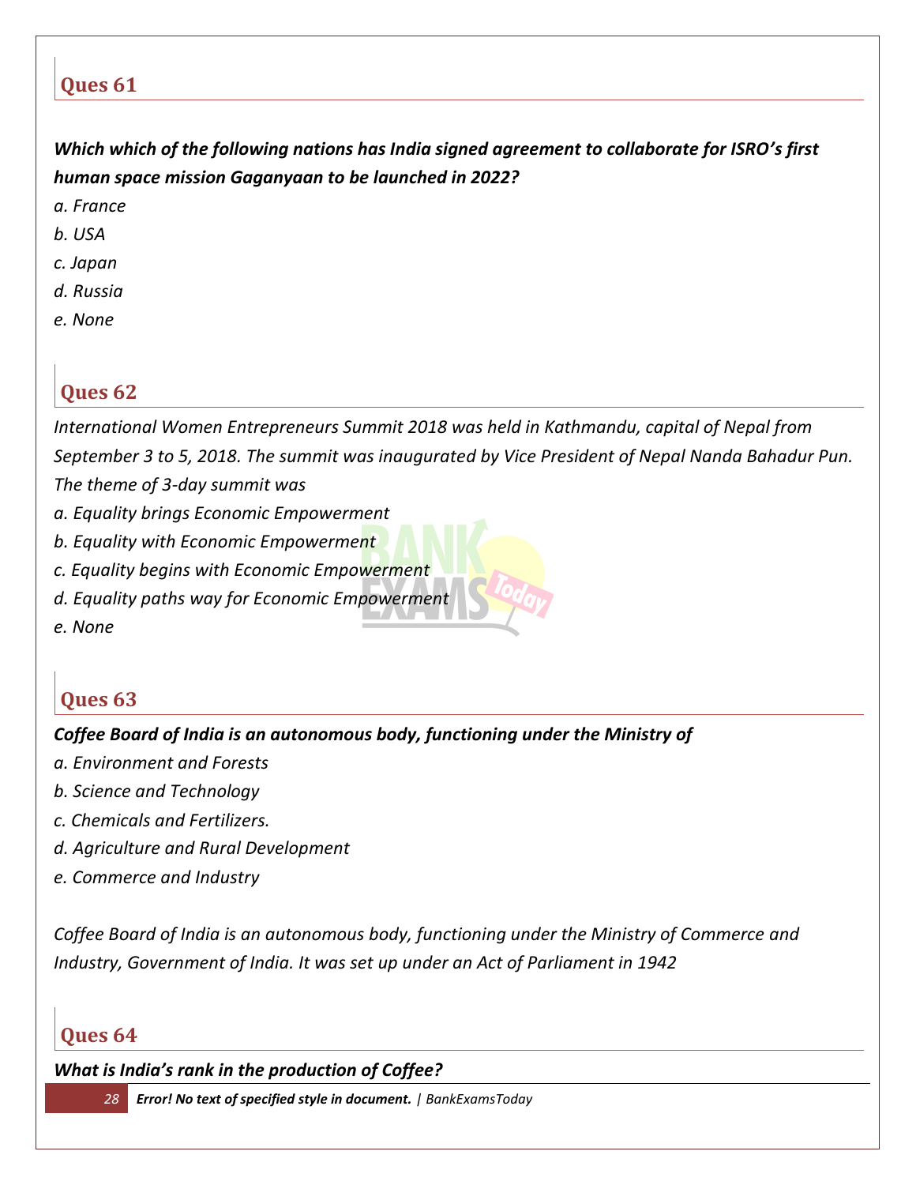## Ques 61

***Which which of the following nations has India signed agreement to collaborate for ISRO's first human space mission Gaganyaan to be launched in 2022?***

*a. France*

*b. USA*

*c. Japan*

*d. Russia*

*e. None*

## Ques 62

*International Women Entrepreneurs Summit 2018 was held in Kathmandu, capital of Nepal from September 3 to 5, 2018. The summit was inaugurated by Vice President of Nepal Nanda Bahadur Pun. The theme of 3-day summit was*

*a. Equality brings Economic Empowerment*

*b. Equality with Economic Empowerment*

*c. Equality begins with Economic Empowerment*

*d. Equality paths way for Economic Empowerment*

*e. None*

## Ques 63

***Coffee Board of India is an autonomous body, functioning under the Ministry of***

*a. Environment and Forests*

*b. Science and Technology*

*c. Chemicals and Fertilizers.*

*d. Agriculture and Rural Development*

*e. Commerce and Industry*

*Coffee Board of India is an autonomous body, functioning under the Ministry of Commerce and Industry, Government of India. It was set up under an Act of Parliament in 1942*

## Ques 64

***What is India's rank in the production of Coffee?***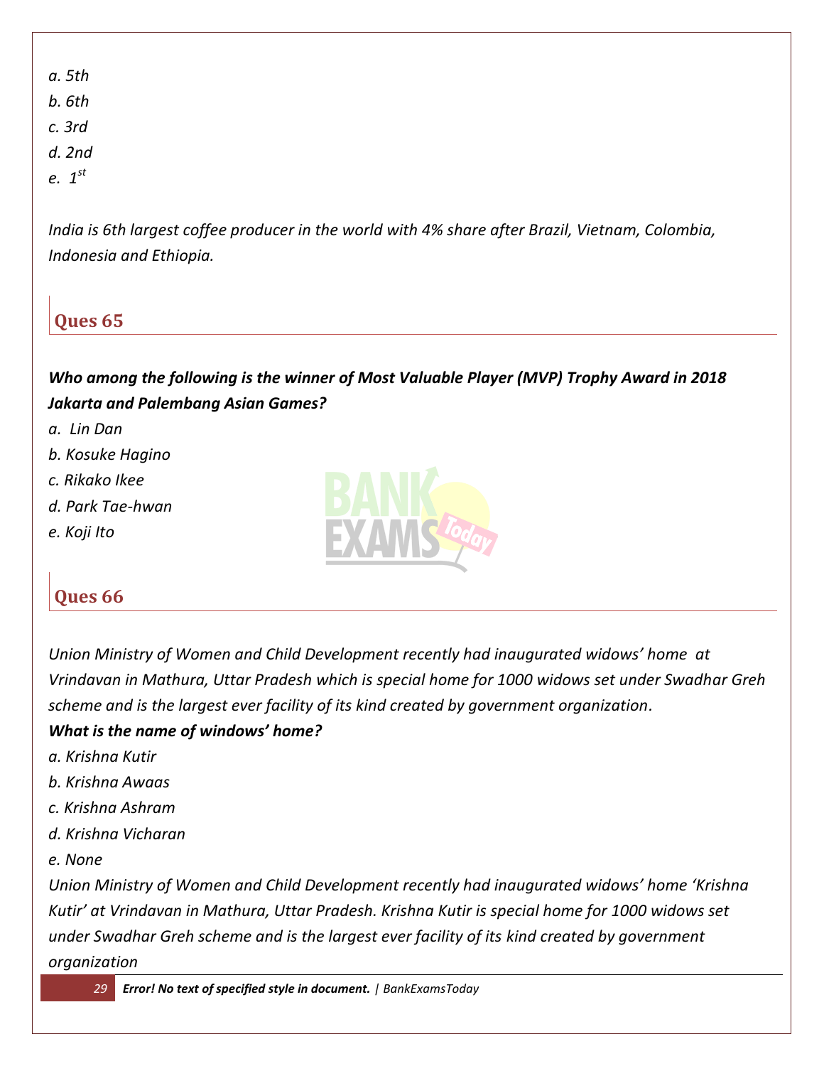*a. 5th*

*b. 6th*

*c. 3rd*

*d. 2nd*

*e. 1st*

*India is 6th largest coffee producer in the world with 4% share after Brazil, Vietnam, Colombia, Indonesia and Ethiopia.*

## Ques 65

***Who among the following is the winner of Most Valuable Player (MVP) Trophy Award in 2018 Jakarta and Palembang Asian Games?***

*a. Lin Dan*

*b. Kosuke Hagino*

*c. Rikako Ikee*

*d. Park Tae-hwan*

*e. Koji Ito*

## Ques 66

*Union Ministry of Women and Child Development recently had inaugurated widows' home at Vrindavan in Mathura, Uttar Pradesh which is special home for 1000 widows set under Swadhar Greh scheme and is the largest ever facility of its kind created by government organization.*

***What is the name of windows' home?***

*a. Krishna Kutir*

*b. Krishna Awaas*

*c. Krishna Ashram*

*d. Krishna Vicharan*

*e. None*

*Union Ministry of Women and Child Development recently had inaugurated widows' home 'Krishna Kutir' at Vrindavan in Mathura, Uttar Pradesh. Krishna Kutir is special home for 1000 widows set under Swadhar Greh scheme and is the largest ever facility of its kind created by government organization*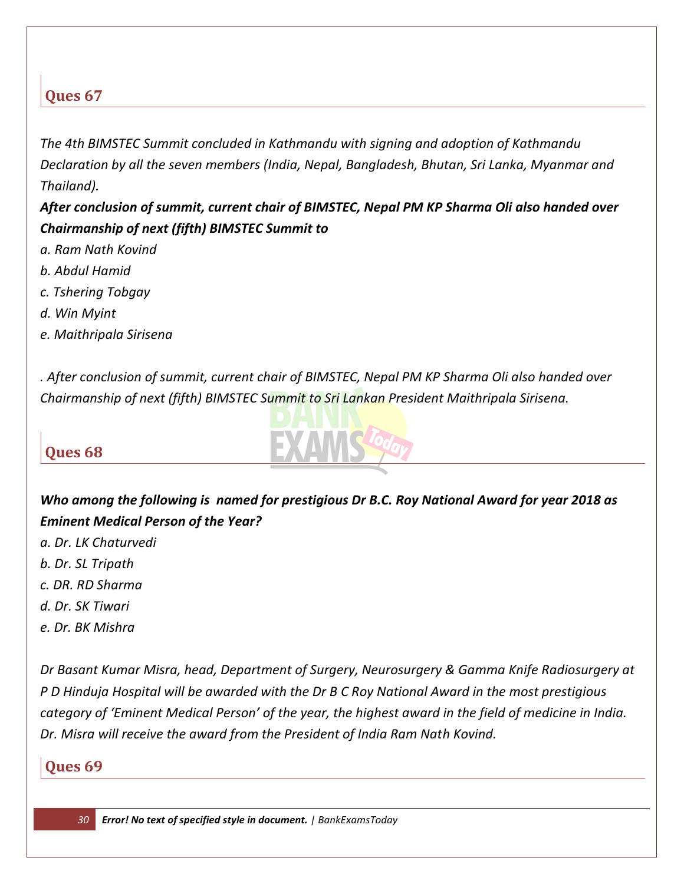## Ques 67

*The 4th BIMSTEC Summit concluded in Kathmandu with signing and adoption of Kathmandu Declaration by all the seven members (India, Nepal, Bangladesh, Bhutan, Sri Lanka, Myanmar and Thailand).*

***After conclusion of summit, current chair of BIMSTEC, Nepal PM KP Sharma Oli also handed over Chairmanship of next (fifth) BIMSTEC Summit to***

*a. Ram Nath Kovind*

*b. Abdul Hamid*

*c. Tshering Tobgay*

*d. Win Myint*

*e. Maithripala Sirisena*

*. After conclusion of summit, current chair of BIMSTEC, Nepal PM KP Sharma Oli also handed over Chairmanship of next (fifth) BIMSTEC Summit to Sri Lankan President Maithripala Sirisena.*

## Ques 68

***Who among the following is named for prestigious Dr B.C. Roy National Award for year 2018 as Eminent Medical Person of the Year?***

*a. Dr. LK Chaturvedi*

*b. Dr. SL Tripath*

*c. DR. RD Sharma*

*d. Dr. SK Tiwari*

*e. Dr. BK Mishra*

*Dr Basant Kumar Misra, head, Department of Surgery, Neurosurgery & Gamma Knife Radiosurgery at P D Hinduja Hospital will be awarded with the Dr B C Roy National Award in the most prestigious category of 'Eminent Medical Person' of the year, the highest award in the field of medicine in India. Dr. Misra will receive the award from the President of India Ram Nath Kovind.*

## Ques 69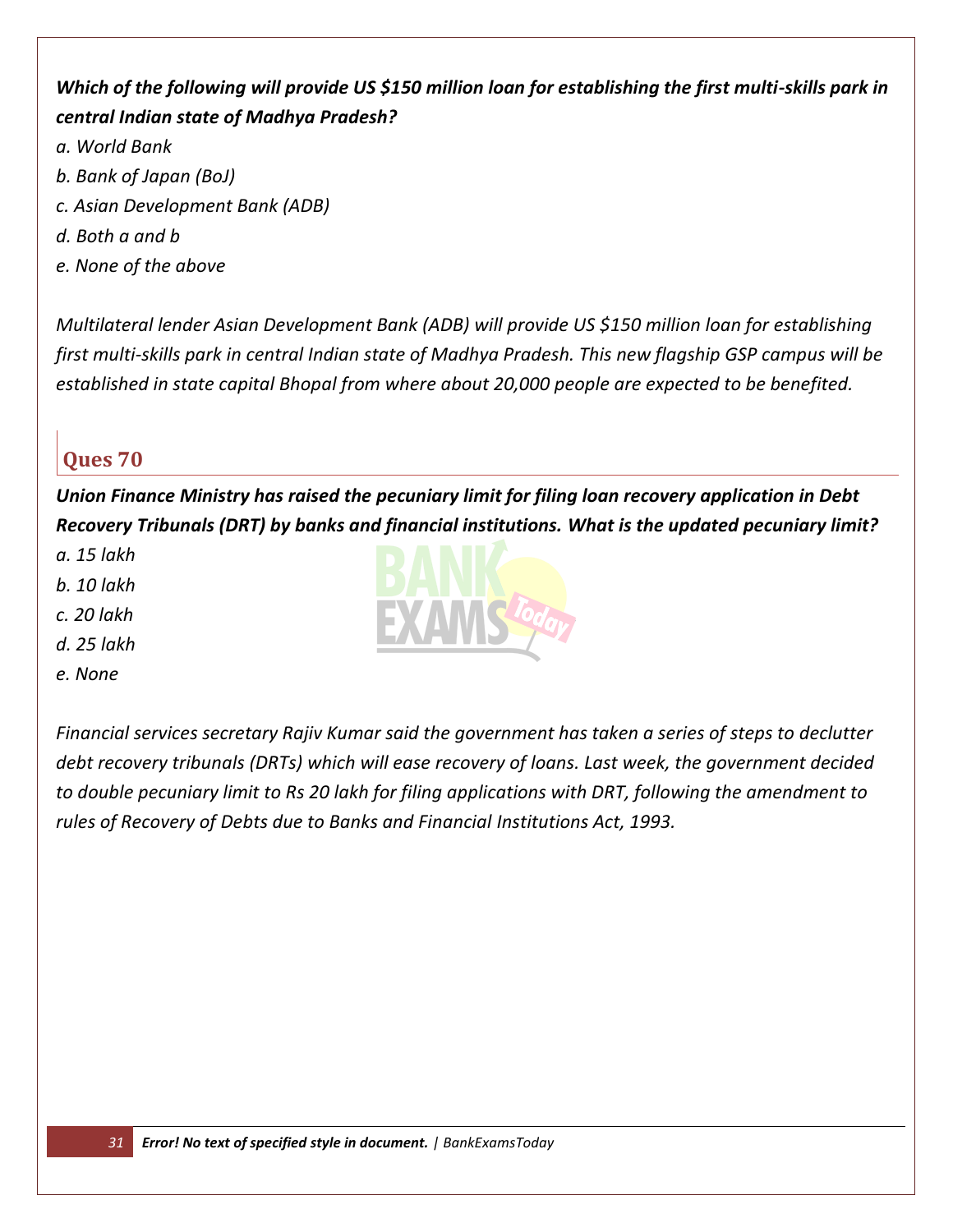***Which of the following will provide US $150 million loan for establishing the first multi-skills park in central Indian state of Madhya Pradesh?***

*a. World Bank*

*b. Bank of Japan (BoJ)*

*c. Asian Development Bank (ADB)*

*d. Both a and b*

*e. None of the above*

*Multilateral lender Asian Development Bank (ADB) will provide US $150 million loan for establishing first multi-skills park in central Indian state of Madhya Pradesh. This new flagship GSP campus will be established in state capital Bhopal from where about 20,000 people are expected to be benefited.*

## Ques 70

***Union Finance Ministry has raised the pecuniary limit for filing loan recovery application in Debt Recovery Tribunals (DRT) by banks and financial institutions. What is the updated pecuniary limit?***

*a. 15 lakh*

*b. 10 lakh*

*c. 20 lakh*

*d. 25 lakh*

*e. None*

*Financial services secretary Rajiv Kumar said the government has taken a series of steps to declutter debt recovery tribunals (DRTs) which will ease recovery of loans. Last week, the government decided to double pecuniary limit to Rs 20 lakh for filing applications with DRT, following the amendment to rules of Recovery of Debts due to Banks and Financial Institutions Act, 1993.*